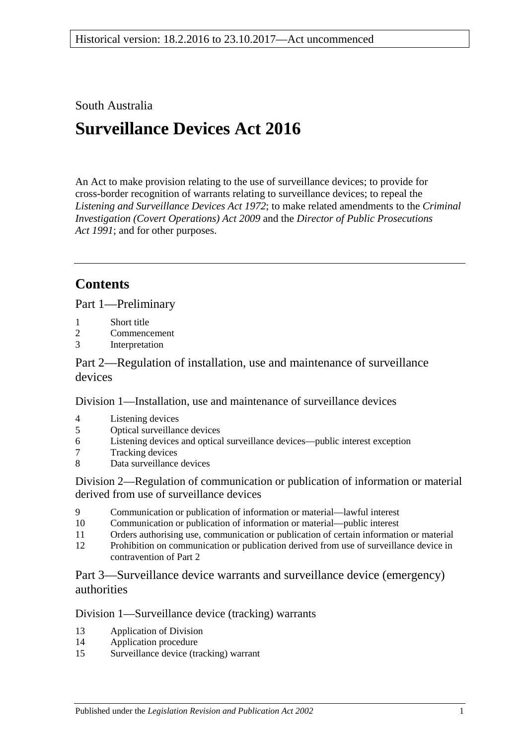Historical version: 18.2.2016 to 23.10.2017—Act uncommenced

South Australia

# Surveillance Devices Act 2016

An Act to make provision relating to the use of surveillance devices; to provide for cross-border recognition of warrants relating to surveillance devices; to repeal the *Listening and Surveillance Devices Act 1972*; to make related amendments to the *Criminal Investigation (Covert Operations) Act 2009* and the *Director of Public Prosecutions Act 1991*; and for other purposes.

## Contents

Part 1—Preliminary

1 Short title
2 Commencement
3 Interpretation

Part 2—Regulation of installation, use and maintenance of surveillance devices

Division 1—Installation, use and maintenance of surveillance devices

4 Listening devices
5 Optical surveillance devices
6 Listening devices and optical surveillance devices—public interest exception
7 Tracking devices
8 Data surveillance devices

Division 2—Regulation of communication or publication of information or material derived from use of surveillance devices

9 Communication or publication of information or material—lawful interest
10 Communication or publication of information or material—public interest
11 Orders authorising use, communication or publication of certain information or material
12 Prohibition on communication or publication derived from use of surveillance device in contravention of Part 2

Part 3—Surveillance device warrants and surveillance device (emergency) authorities

Division 1—Surveillance device (tracking) warrants

13 Application of Division
14 Application procedure
15 Surveillance device (tracking) warrant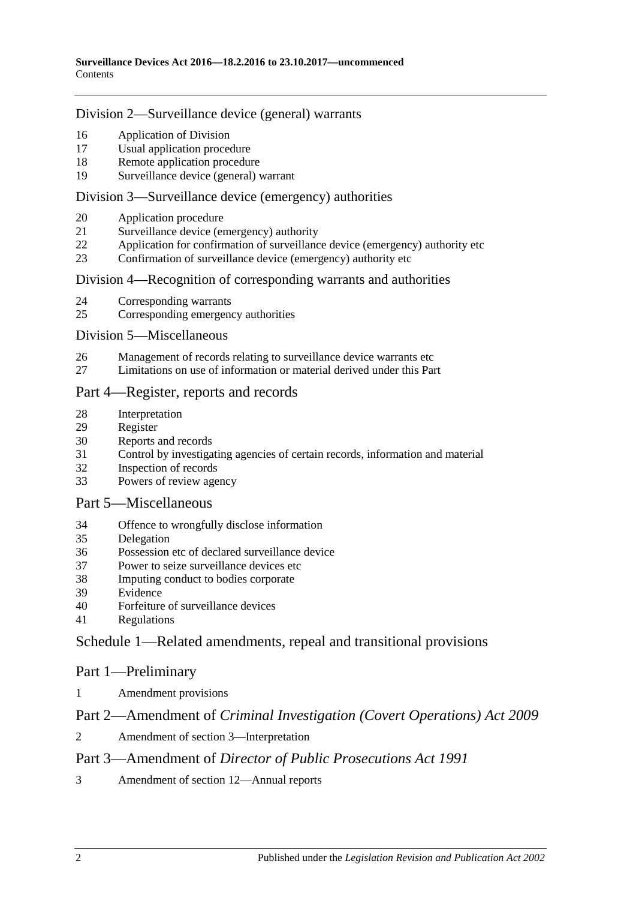## Division 2—Surveillance device (general) warrants

16 Application of Division
17 Usual application procedure
18 Remote application procedure
19 Surveillance device (general) warrant

## Division 3—Surveillance device (emergency) authorities

20 Application procedure
21 Surveillance device (emergency) authority
22 Application for confirmation of surveillance device (emergency) authority etc
23 Confirmation of surveillance device (emergency) authority etc

## Division 4—Recognition of corresponding warrants and authorities

24 Corresponding warrants
25 Corresponding emergency authorities

## Division 5—Miscellaneous

26 Management of records relating to surveillance device warrants etc
27 Limitations on use of information or material derived under this Part

## Part 4—Register, reports and records

28 Interpretation
29 Register
30 Reports and records
31 Control by investigating agencies of certain records, information and material
32 Inspection of records
33 Powers of review agency

## Part 5—Miscellaneous

34 Offence to wrongfully disclose information
35 Delegation
36 Possession etc of declared surveillance device
37 Power to seize surveillance devices etc
38 Imputing conduct to bodies corporate
39 Evidence
40 Forfeiture of surveillance devices
41 Regulations

## Schedule 1—Related amendments, repeal and transitional provisions

## Part 1—Preliminary

1 Amendment provisions

## Part 2—Amendment of *Criminal Investigation (Covert Operations) Act 2009*

2 Amendment of section 3—Interpretation

## Part 3—Amendment of *Director of Public Prosecutions Act 1991*

3 Amendment of section 12—Annual reports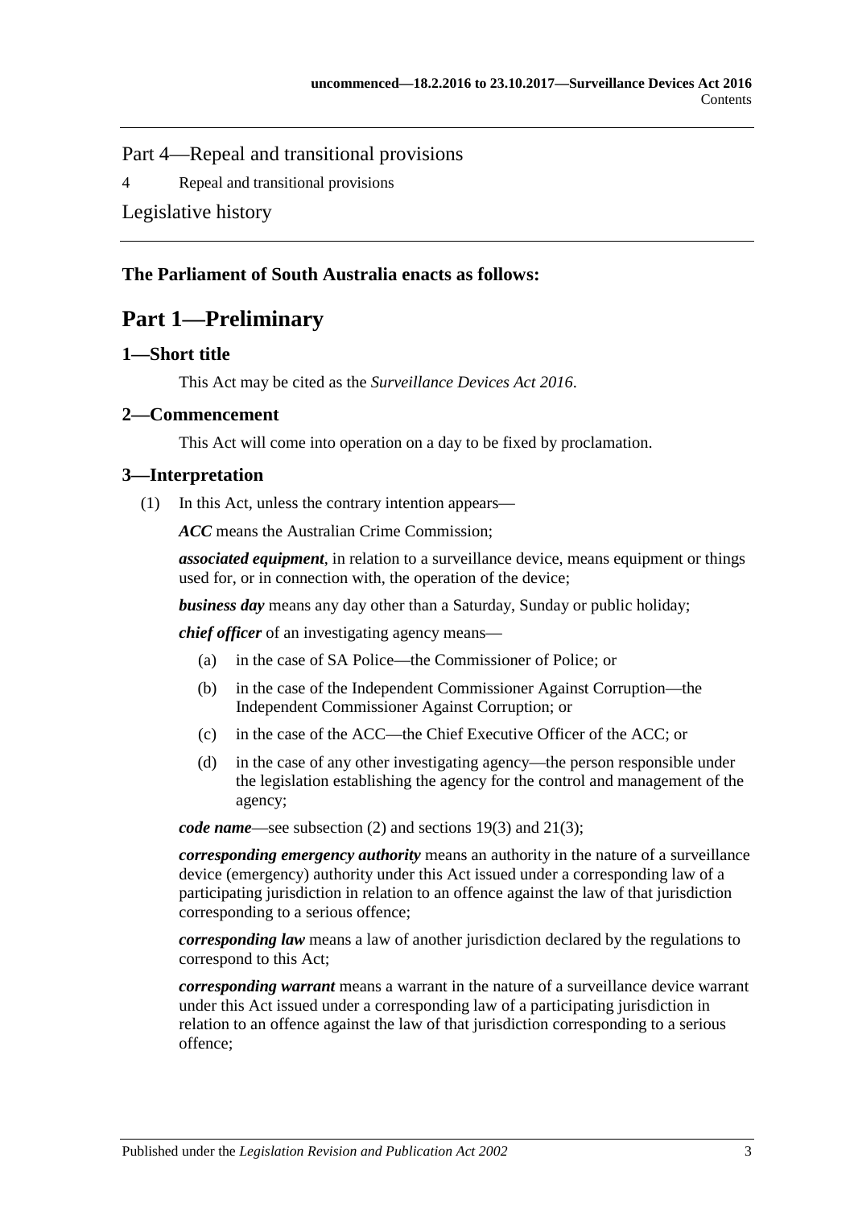Part 4—Repeal and transitional provisions

4 Repeal and transitional provisions

Legislative history

**The Parliament of South Australia enacts as follows:**

# Part 1—Preliminary

## 1—Short title

This Act may be cited as the *Surveillance Devices Act 2016*.

## 2—Commencement

This Act will come into operation on a day to be fixed by proclamation.

## 3—Interpretation

(1) In this Act, unless the contrary intention appears—

***ACC*** means the Australian Crime Commission;

***associated equipment***, in relation to a surveillance device, means equipment or things used for, or in connection with, the operation of the device;

***business day*** means any day other than a Saturday, Sunday or public holiday;

***chief officer*** of an investigating agency means—

- (a) in the case of SA Police—the Commissioner of Police; or
- (b) in the case of the Independent Commissioner Against Corruption—the Independent Commissioner Against Corruption; or
- (c) in the case of the ACC—the Chief Executive Officer of the ACC; or
- (d) in the case of any other investigating agency—the person responsible under the legislation establishing the agency for the control and management of the agency;

***code name***—see subsection (2) and sections 19(3) and 21(3);

***corresponding emergency authority*** means an authority in the nature of a surveillance device (emergency) authority under this Act issued under a corresponding law of a participating jurisdiction in relation to an offence against the law of that jurisdiction corresponding to a serious offence;

***corresponding law*** means a law of another jurisdiction declared by the regulations to correspond to this Act;

***corresponding warrant*** means a warrant in the nature of a surveillance device warrant under this Act issued under a corresponding law of a participating jurisdiction in relation to an offence against the law of that jurisdiction corresponding to a serious offence;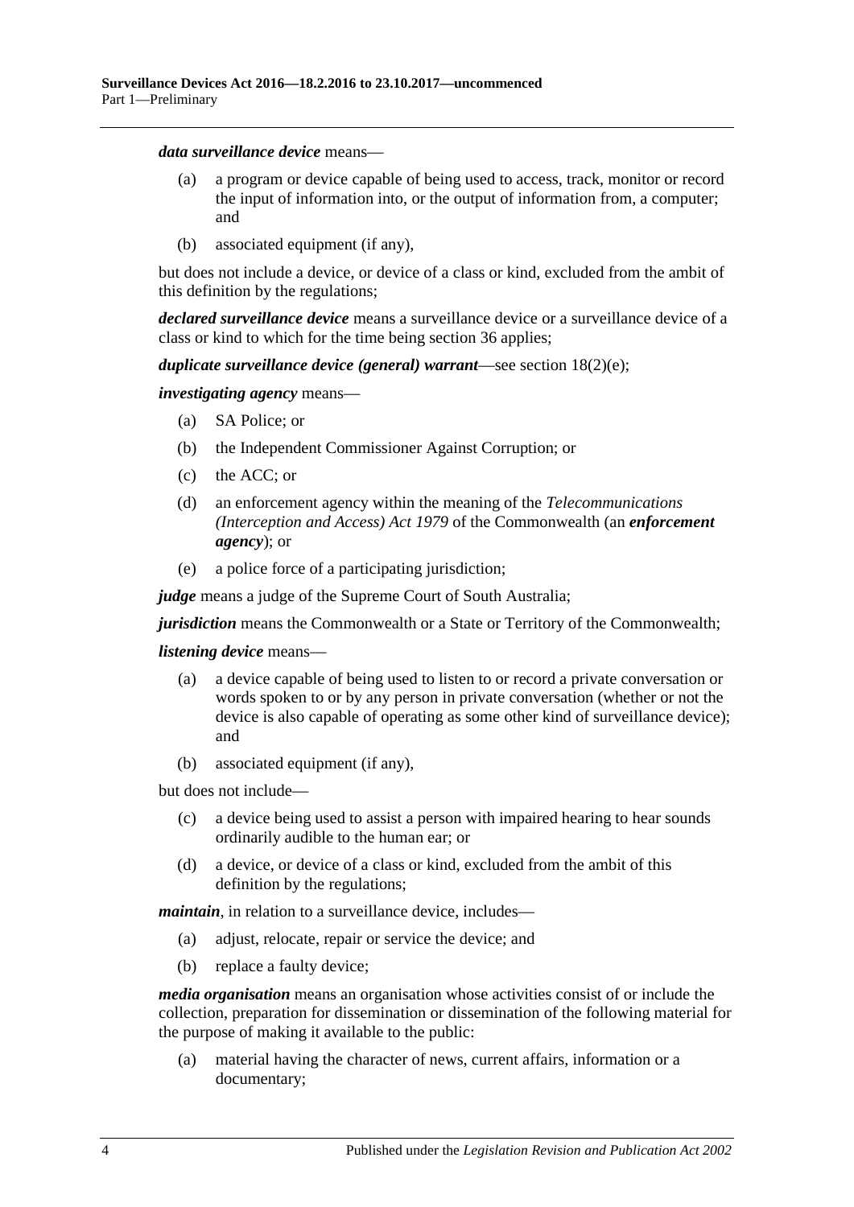***data surveillance device*** means—

(a) a program or device capable of being used to access, track, monitor or record the input of information into, or the output of information from, a computer; and

(b) associated equipment (if any),

but does not include a device, or device of a class or kind, excluded from the ambit of this definition by the regulations;

***declared surveillance device*** means a surveillance device or a surveillance device of a class or kind to which for the time being section 36 applies;

***duplicate surveillance device (general) warrant***—see section 18(2)(e);

***investigating agency*** means—

(a) SA Police; or

(b) the Independent Commissioner Against Corruption; or

(c) the ACC; or

(d) an enforcement agency within the meaning of the *Telecommunications (Interception and Access) Act 1979* of the Commonwealth (an ***enforcement agency***); or

(e) a police force of a participating jurisdiction;

***judge*** means a judge of the Supreme Court of South Australia;

***jurisdiction*** means the Commonwealth or a State or Territory of the Commonwealth;

***listening device*** means—

(a) a device capable of being used to listen to or record a private conversation or words spoken to or by any person in private conversation (whether or not the device is also capable of operating as some other kind of surveillance device); and

(b) associated equipment (if any),

but does not include—

(c) a device being used to assist a person with impaired hearing to hear sounds ordinarily audible to the human ear; or

(d) a device, or device of a class or kind, excluded from the ambit of this definition by the regulations;

***maintain***, in relation to a surveillance device, includes—

(a) adjust, relocate, repair or service the device; and

(b) replace a faulty device;

***media organisation*** means an organisation whose activities consist of or include the collection, preparation for dissemination or dissemination of the following material for the purpose of making it available to the public:

(a) material having the character of news, current affairs, information or a documentary;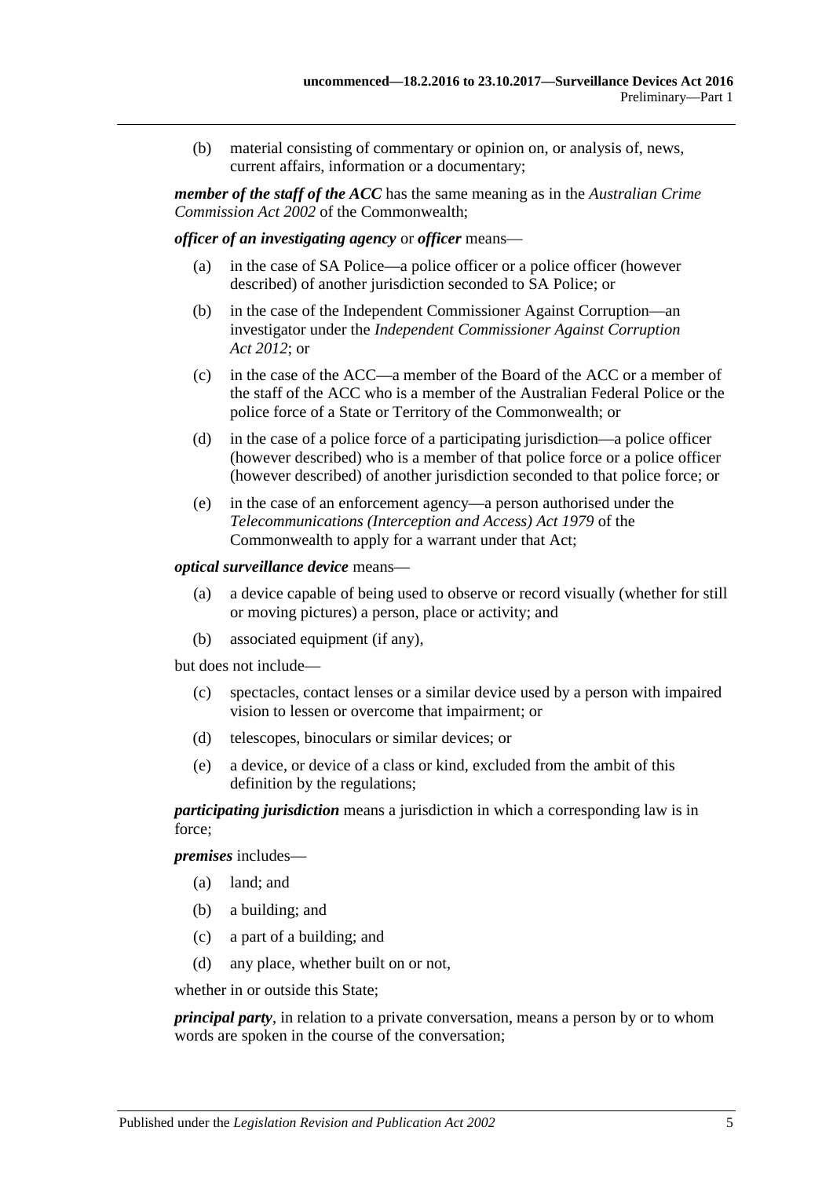(b) material consisting of commentary or opinion on, or analysis of, news, current affairs, information or a documentary;

***member of the staff of the ACC*** has the same meaning as in the *Australian Crime Commission Act 2002* of the Commonwealth;

***officer of an investigating agency*** or ***officer*** means—

(a) in the case of SA Police—a police officer or a police officer (however described) of another jurisdiction seconded to SA Police; or

(b) in the case of the Independent Commissioner Against Corruption—an investigator under the *Independent Commissioner Against Corruption Act 2012*; or

(c) in the case of the ACC—a member of the Board of the ACC or a member of the staff of the ACC who is a member of the Australian Federal Police or the police force of a State or Territory of the Commonwealth; or

(d) in the case of a police force of a participating jurisdiction—a police officer (however described) who is a member of that police force or a police officer (however described) of another jurisdiction seconded to that police force; or

(e) in the case of an enforcement agency—a person authorised under the *Telecommunications (Interception and Access) Act 1979* of the Commonwealth to apply for a warrant under that Act;

***optical surveillance device*** means—

(a) a device capable of being used to observe or record visually (whether for still or moving pictures) a person, place or activity; and

(b) associated equipment (if any),

but does not include—

(c) spectacles, contact lenses or a similar device used by a person with impaired vision to lessen or overcome that impairment; or

(d) telescopes, binoculars or similar devices; or

(e) a device, or device of a class or kind, excluded from the ambit of this definition by the regulations;

***participating jurisdiction*** means a jurisdiction in which a corresponding law is in force;

***premises*** includes—

(a) land; and

(b) a building; and

(c) a part of a building; and

(d) any place, whether built on or not,

whether in or outside this State;

***principal party***, in relation to a private conversation, means a person by or to whom words are spoken in the course of the conversation;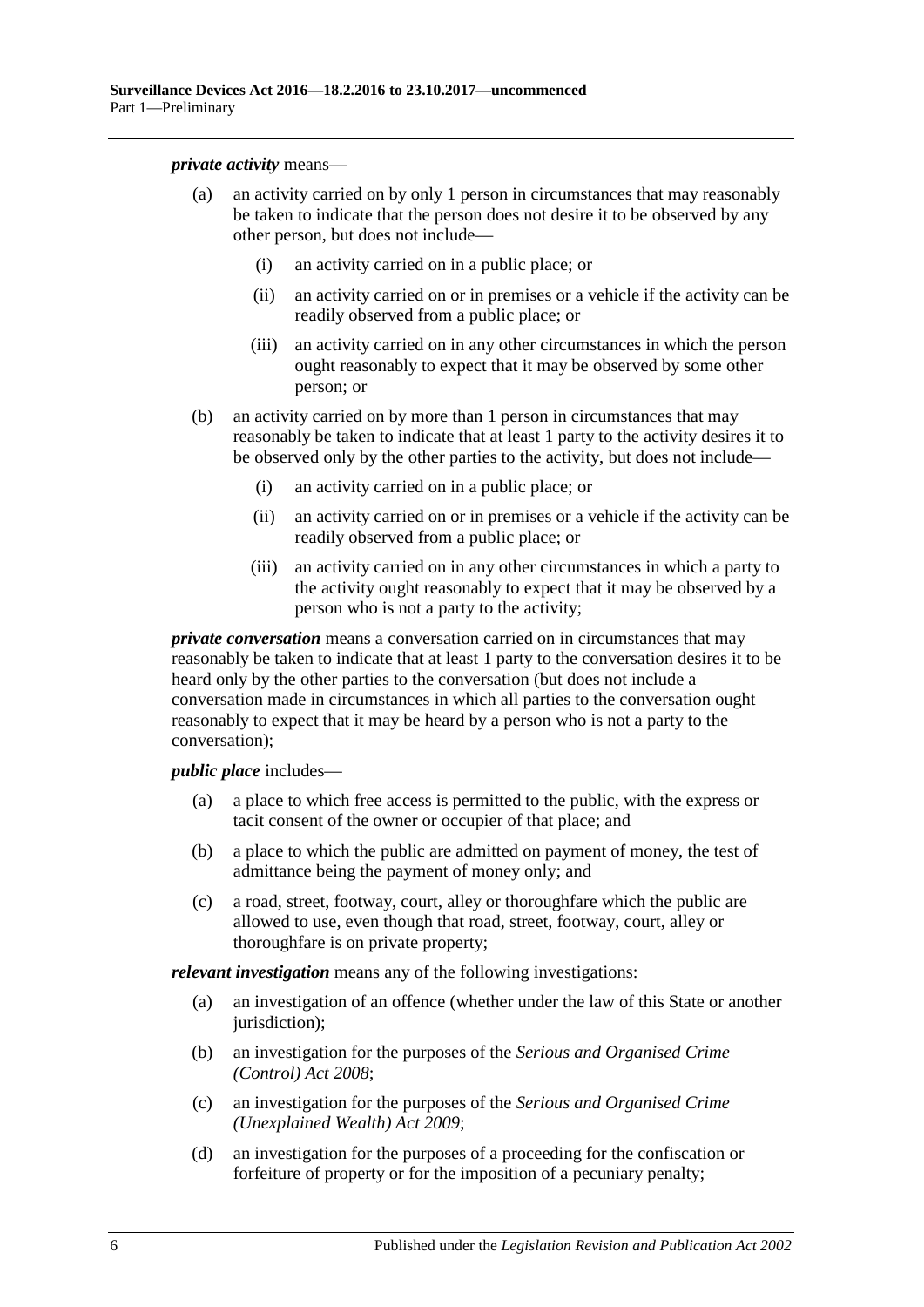***private activity*** means—

(a) an activity carried on by only 1 person in circumstances that may reasonably be taken to indicate that the person does not desire it to be observed by any other person, but does not include—

  (i) an activity carried on in a public place; or

  (ii) an activity carried on or in premises or a vehicle if the activity can be readily observed from a public place; or

  (iii) an activity carried on in any other circumstances in which the person ought reasonably to expect that it may be observed by some other person; or

(b) an activity carried on by more than 1 person in circumstances that may reasonably be taken to indicate that at least 1 party to the activity desires it to be observed only by the other parties to the activity, but does not include—

  (i) an activity carried on in a public place; or

  (ii) an activity carried on or in premises or a vehicle if the activity can be readily observed from a public place; or

  (iii) an activity carried on in any other circumstances in which a party to the activity ought reasonably to expect that it may be observed by a person who is not a party to the activity;

***private conversation*** means a conversation carried on in circumstances that may reasonably be taken to indicate that at least 1 party to the conversation desires it to be heard only by the other parties to the conversation (but does not include a conversation made in circumstances in which all parties to the conversation ought reasonably to expect that it may be heard by a person who is not a party to the conversation);

***public place*** includes—

(a) a place to which free access is permitted to the public, with the express or tacit consent of the owner or occupier of that place; and

(b) a place to which the public are admitted on payment of money, the test of admittance being the payment of money only; and

(c) a road, street, footway, court, alley or thoroughfare which the public are allowed to use, even though that road, street, footway, court, alley or thoroughfare is on private property;

***relevant investigation*** means any of the following investigations:

(a) an investigation of an offence (whether under the law of this State or another jurisdiction);

(b) an investigation for the purposes of the *Serious and Organised Crime (Control) Act 2008*;

(c) an investigation for the purposes of the *Serious and Organised Crime (Unexplained Wealth) Act 2009*;

(d) an investigation for the purposes of a proceeding for the confiscation or forfeiture of property or for the imposition of a pecuniary penalty;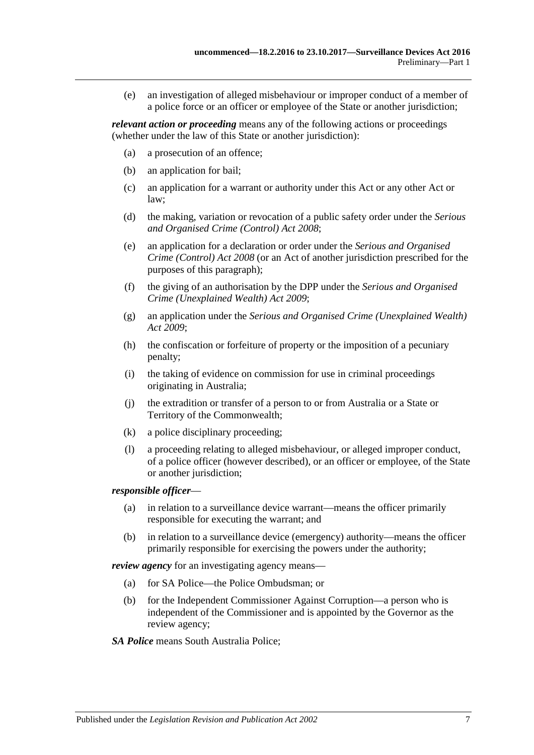(e) an investigation of alleged misbehaviour or improper conduct of a member of a police force or an officer or employee of the State or another jurisdiction;

***relevant action or proceeding*** means any of the following actions or proceedings (whether under the law of this State or another jurisdiction):

(a) a prosecution of an offence;

(b) an application for bail;

(c) an application for a warrant or authority under this Act or any other Act or law;

(d) the making, variation or revocation of a public safety order under the *Serious and Organised Crime (Control) Act 2008*;

(e) an application for a declaration or order under the *Serious and Organised Crime (Control) Act 2008* (or an Act of another jurisdiction prescribed for the purposes of this paragraph);

(f) the giving of an authorisation by the DPP under the *Serious and Organised Crime (Unexplained Wealth) Act 2009*;

(g) an application under the *Serious and Organised Crime (Unexplained Wealth) Act 2009*;

(h) the confiscation or forfeiture of property or the imposition of a pecuniary penalty;

(i) the taking of evidence on commission for use in criminal proceedings originating in Australia;

(j) the extradition or transfer of a person to or from Australia or a State or Territory of the Commonwealth;

(k) a police disciplinary proceeding;

(l) a proceeding relating to alleged misbehaviour, or alleged improper conduct, of a police officer (however described), or an officer or employee, of the State or another jurisdiction;

***responsible officer***—

(a) in relation to a surveillance device warrant—means the officer primarily responsible for executing the warrant; and

(b) in relation to a surveillance device (emergency) authority—means the officer primarily responsible for exercising the powers under the authority;

***review agency*** for an investigating agency means—

(a) for SA Police—the Police Ombudsman; or

(b) for the Independent Commissioner Against Corruption—a person who is independent of the Commissioner and is appointed by the Governor as the review agency;

***SA Police*** means South Australia Police;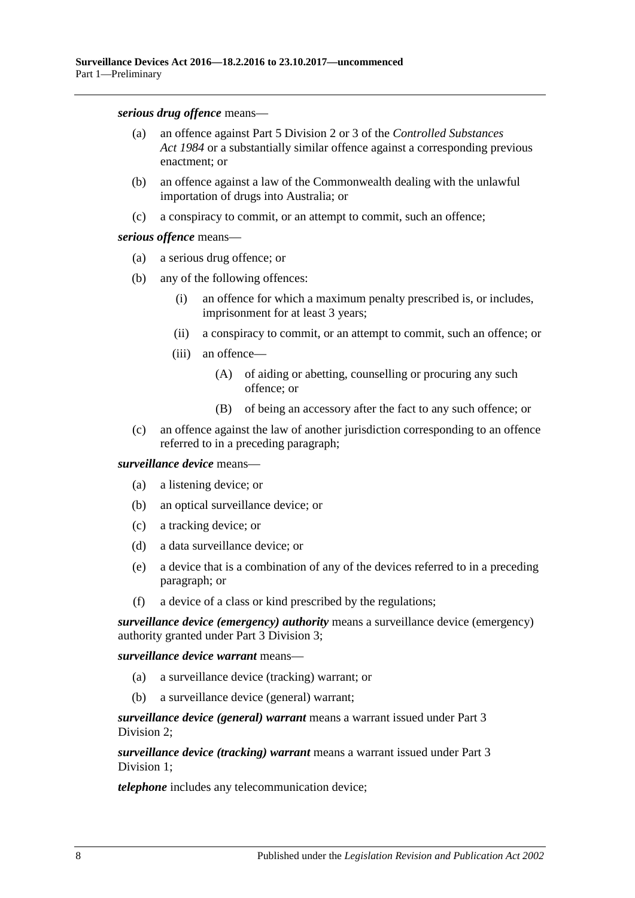***serious drug offence*** means—

(a) an offence against Part 5 Division 2 or 3 of the *Controlled Substances Act 1984* or a substantially similar offence against a corresponding previous enactment; or

(b) an offence against a law of the Commonwealth dealing with the unlawful importation of drugs into Australia; or

(c) a conspiracy to commit, or an attempt to commit, such an offence;

***serious offence*** means—

(a) a serious drug offence; or

(b) any of the following offences:

  (i) an offence for which a maximum penalty prescribed is, or includes, imprisonment for at least 3 years;

  (ii) a conspiracy to commit, or an attempt to commit, such an offence; or

  (iii) an offence—

    (A) of aiding or abetting, counselling or procuring any such offence; or

    (B) of being an accessory after the fact to any such offence; or

(c) an offence against the law of another jurisdiction corresponding to an offence referred to in a preceding paragraph;

***surveillance device*** means—

(a) a listening device; or

(b) an optical surveillance device; or

(c) a tracking device; or

(d) a data surveillance device; or

(e) a device that is a combination of any of the devices referred to in a preceding paragraph; or

(f) a device of a class or kind prescribed by the regulations;

***surveillance device (emergency) authority*** means a surveillance device (emergency) authority granted under Part 3 Division 3;

***surveillance device warrant*** means—

(a) a surveillance device (tracking) warrant; or

(b) a surveillance device (general) warrant;

***surveillance device (general) warrant*** means a warrant issued under Part 3 Division 2;

***surveillance device (tracking) warrant*** means a warrant issued under Part 3 Division 1;

***telephone*** includes any telecommunication device;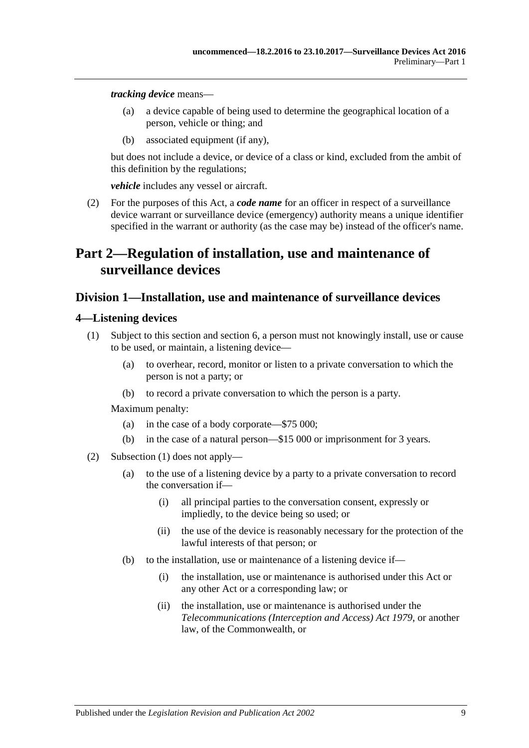***tracking device*** means—

(a) a device capable of being used to determine the geographical location of a person, vehicle or thing; and

(b) associated equipment (if any),

but does not include a device, or device of a class or kind, excluded from the ambit of this definition by the regulations;

***vehicle*** includes any vessel or aircraft.

(2) For the purposes of this Act, a ***code name*** for an officer in respect of a surveillance device warrant or surveillance device (emergency) authority means a unique identifier specified in the warrant or authority (as the case may be) instead of the officer's name.

# Part 2—Regulation of installation, use and maintenance of surveillance devices

## Division 1—Installation, use and maintenance of surveillance devices

### 4—Listening devices

(1) Subject to this section and section 6, a person must not knowingly install, use or cause to be used, or maintain, a listening device—

(a) to overhear, record, monitor or listen to a private conversation to which the person is not a party; or

(b) to record a private conversation to which the person is a party.

Maximum penalty:

(a) in the case of a body corporate—$75 000;

(b) in the case of a natural person—$15 000 or imprisonment for 3 years.

(2) Subsection (1) does not apply—

(a) to the use of a listening device by a party to a private conversation to record the conversation if—

(i) all principal parties to the conversation consent, expressly or impliedly, to the device being so used; or

(ii) the use of the device is reasonably necessary for the protection of the lawful interests of that person; or

(b) to the installation, use or maintenance of a listening device if—

(i) the installation, use or maintenance is authorised under this Act or any other Act or a corresponding law; or

(ii) the installation, use or maintenance is authorised under the *Telecommunications (Interception and Access) Act 1979*, or another law, of the Commonwealth, or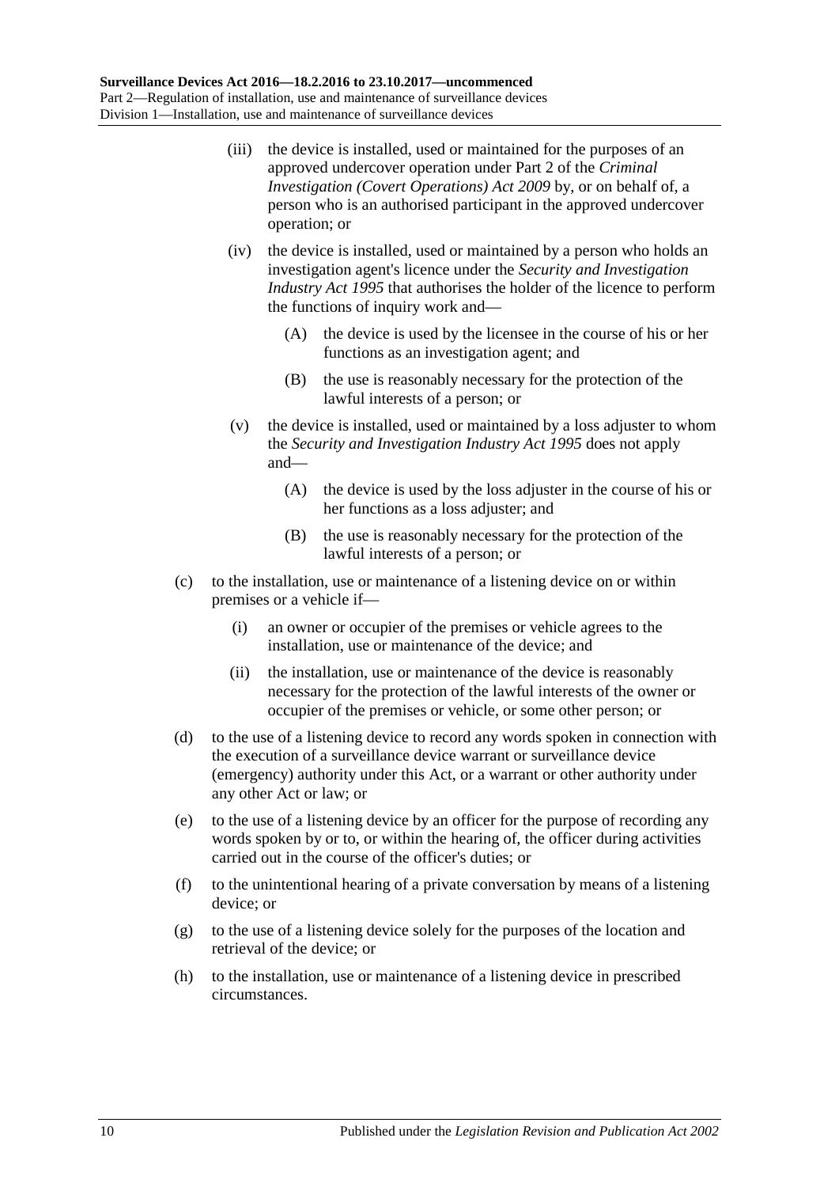(iii) the device is installed, used or maintained for the purposes of an approved undercover operation under Part 2 of the *Criminal Investigation (Covert Operations) Act 2009* by, or on behalf of, a person who is an authorised participant in the approved undercover operation; or

(iv) the device is installed, used or maintained by a person who holds an investigation agent's licence under the *Security and Investigation Industry Act 1995* that authorises the holder of the licence to perform the functions of inquiry work and—

(A) the device is used by the licensee in the course of his or her functions as an investigation agent; and

(B) the use is reasonably necessary for the protection of the lawful interests of a person; or

(v) the device is installed, used or maintained by a loss adjuster to whom the *Security and Investigation Industry Act 1995* does not apply and—

(A) the device is used by the loss adjuster in the course of his or her functions as a loss adjuster; and

(B) the use is reasonably necessary for the protection of the lawful interests of a person; or

(c) to the installation, use or maintenance of a listening device on or within premises or a vehicle if—

(i) an owner or occupier of the premises or vehicle agrees to the installation, use or maintenance of the device; and

(ii) the installation, use or maintenance of the device is reasonably necessary for the protection of the lawful interests of the owner or occupier of the premises or vehicle, or some other person; or

(d) to the use of a listening device to record any words spoken in connection with the execution of a surveillance device warrant or surveillance device (emergency) authority under this Act, or a warrant or other authority under any other Act or law; or

(e) to the use of a listening device by an officer for the purpose of recording any words spoken by or to, or within the hearing of, the officer during activities carried out in the course of the officer's duties; or

(f) to the unintentional hearing of a private conversation by means of a listening device; or

(g) to the use of a listening device solely for the purposes of the location and retrieval of the device; or

(h) to the installation, use or maintenance of a listening device in prescribed circumstances.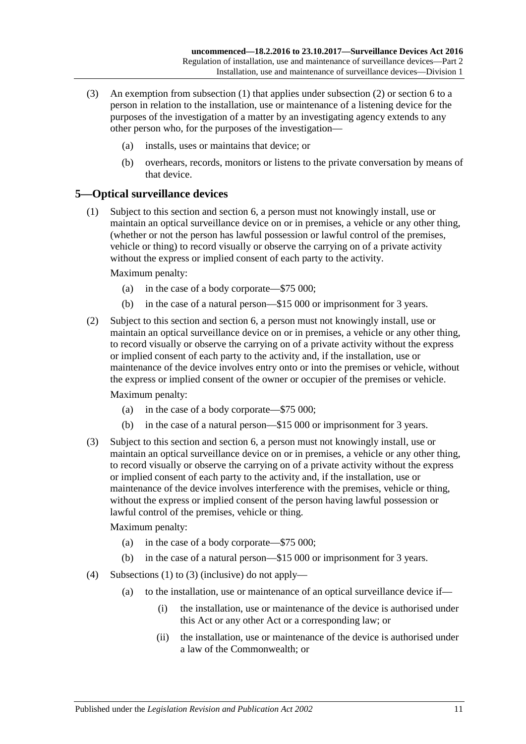(3) An exemption from subsection (1) that applies under subsection (2) or section 6 to a person in relation to the installation, use or maintenance of a listening device for the purposes of the investigation of a matter by an investigating agency extends to any other person who, for the purposes of the investigation—

  (a) installs, uses or maintains that device; or

  (b) overhears, records, monitors or listens to the private conversation by means of that device.

## 5—Optical surveillance devices

(1) Subject to this section and section 6, a person must not knowingly install, use or maintain an optical surveillance device on or in premises, a vehicle or any other thing, (whether or not the person has lawful possession or lawful control of the premises, vehicle or thing) to record visually or observe the carrying on of a private activity without the express or implied consent of each party to the activity.

Maximum penalty:

  (a) in the case of a body corporate—$75 000;

  (b) in the case of a natural person—$15 000 or imprisonment for 3 years.

(2) Subject to this section and section 6, a person must not knowingly install, use or maintain an optical surveillance device on or in premises, a vehicle or any other thing, to record visually or observe the carrying on of a private activity without the express or implied consent of each party to the activity and, if the installation, use or maintenance of the device involves entry onto or into the premises or vehicle, without the express or implied consent of the owner or occupier of the premises or vehicle.

Maximum penalty:

  (a) in the case of a body corporate—$75 000;

  (b) in the case of a natural person—$15 000 or imprisonment for 3 years.

(3) Subject to this section and section 6, a person must not knowingly install, use or maintain an optical surveillance device on or in premises, a vehicle or any other thing, to record visually or observe the carrying on of a private activity without the express or implied consent of each party to the activity and, if the installation, use or maintenance of the device involves interference with the premises, vehicle or thing, without the express or implied consent of the person having lawful possession or lawful control of the premises, vehicle or thing.

Maximum penalty:

  (a) in the case of a body corporate—$75 000;

  (b) in the case of a natural person—$15 000 or imprisonment for 3 years.

(4) Subsections (1) to (3) (inclusive) do not apply—

  (a) to the installation, use or maintenance of an optical surveillance device if—

    (i) the installation, use or maintenance of the device is authorised under this Act or any other Act or a corresponding law; or

    (ii) the installation, use or maintenance of the device is authorised under a law of the Commonwealth; or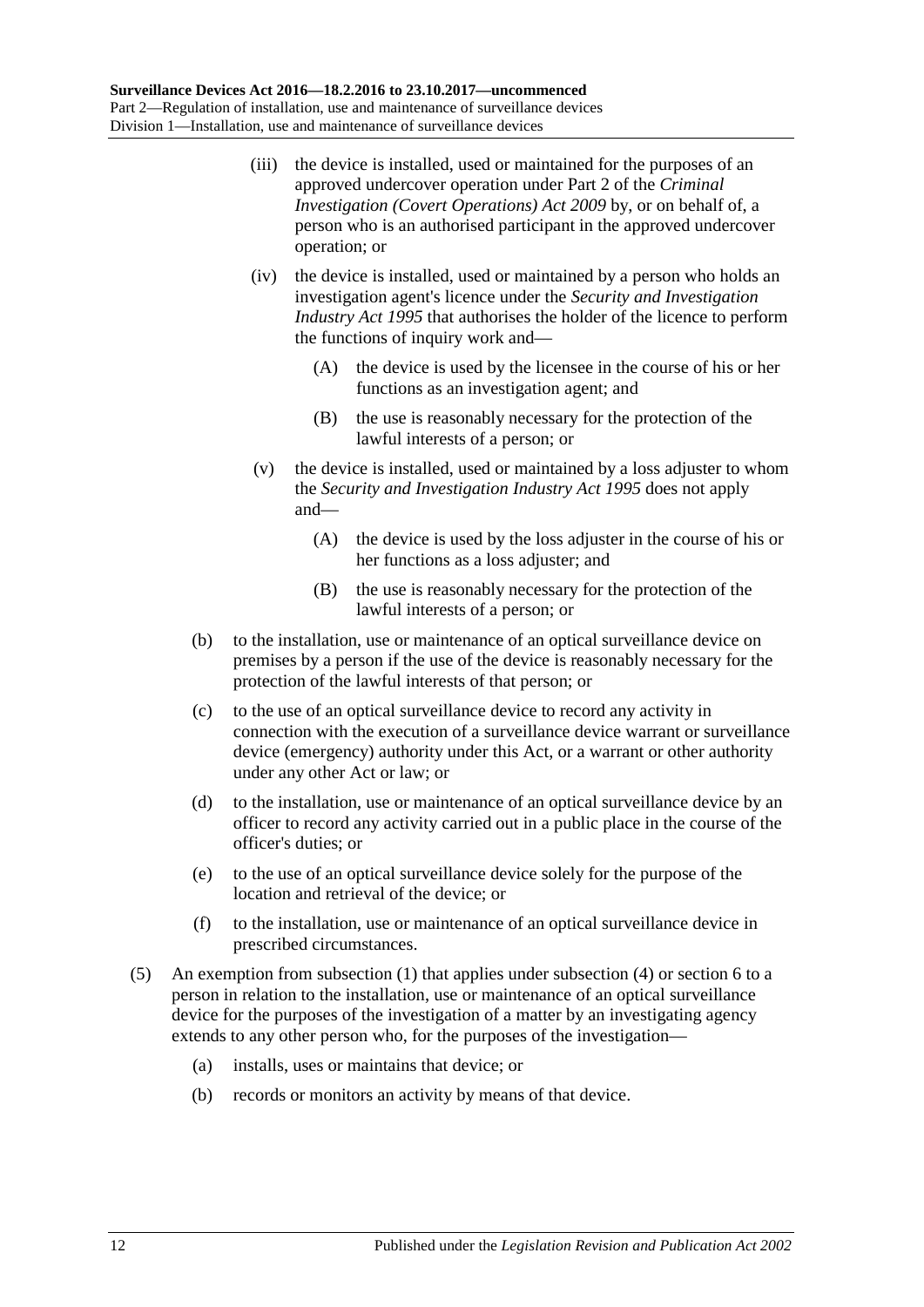(iii) the device is installed, used or maintained for the purposes of an approved undercover operation under Part 2 of the *Criminal Investigation (Covert Operations) Act 2009* by, or on behalf of, a person who is an authorised participant in the approved undercover operation; or

(iv) the device is installed, used or maintained by a person who holds an investigation agent's licence under the *Security and Investigation Industry Act 1995* that authorises the holder of the licence to perform the functions of inquiry work and—

(A) the device is used by the licensee in the course of his or her functions as an investigation agent; and

(B) the use is reasonably necessary for the protection of the lawful interests of a person; or

(v) the device is installed, used or maintained by a loss adjuster to whom the *Security and Investigation Industry Act 1995* does not apply and—

(A) the device is used by the loss adjuster in the course of his or her functions as a loss adjuster; and

(B) the use is reasonably necessary for the protection of the lawful interests of a person; or

(b) to the installation, use or maintenance of an optical surveillance device on premises by a person if the use of the device is reasonably necessary for the protection of the lawful interests of that person; or

(c) to the use of an optical surveillance device to record any activity in connection with the execution of a surveillance device warrant or surveillance device (emergency) authority under this Act, or a warrant or other authority under any other Act or law; or

(d) to the installation, use or maintenance of an optical surveillance device by an officer to record any activity carried out in a public place in the course of the officer's duties; or

(e) to the use of an optical surveillance device solely for the purpose of the location and retrieval of the device; or

(f) to the installation, use or maintenance of an optical surveillance device in prescribed circumstances.

(5) An exemption from subsection (1) that applies under subsection (4) or section 6 to a person in relation to the installation, use or maintenance of an optical surveillance device for the purposes of the investigation of a matter by an investigating agency extends to any other person who, for the purposes of the investigation—

(a) installs, uses or maintains that device; or

(b) records or monitors an activity by means of that device.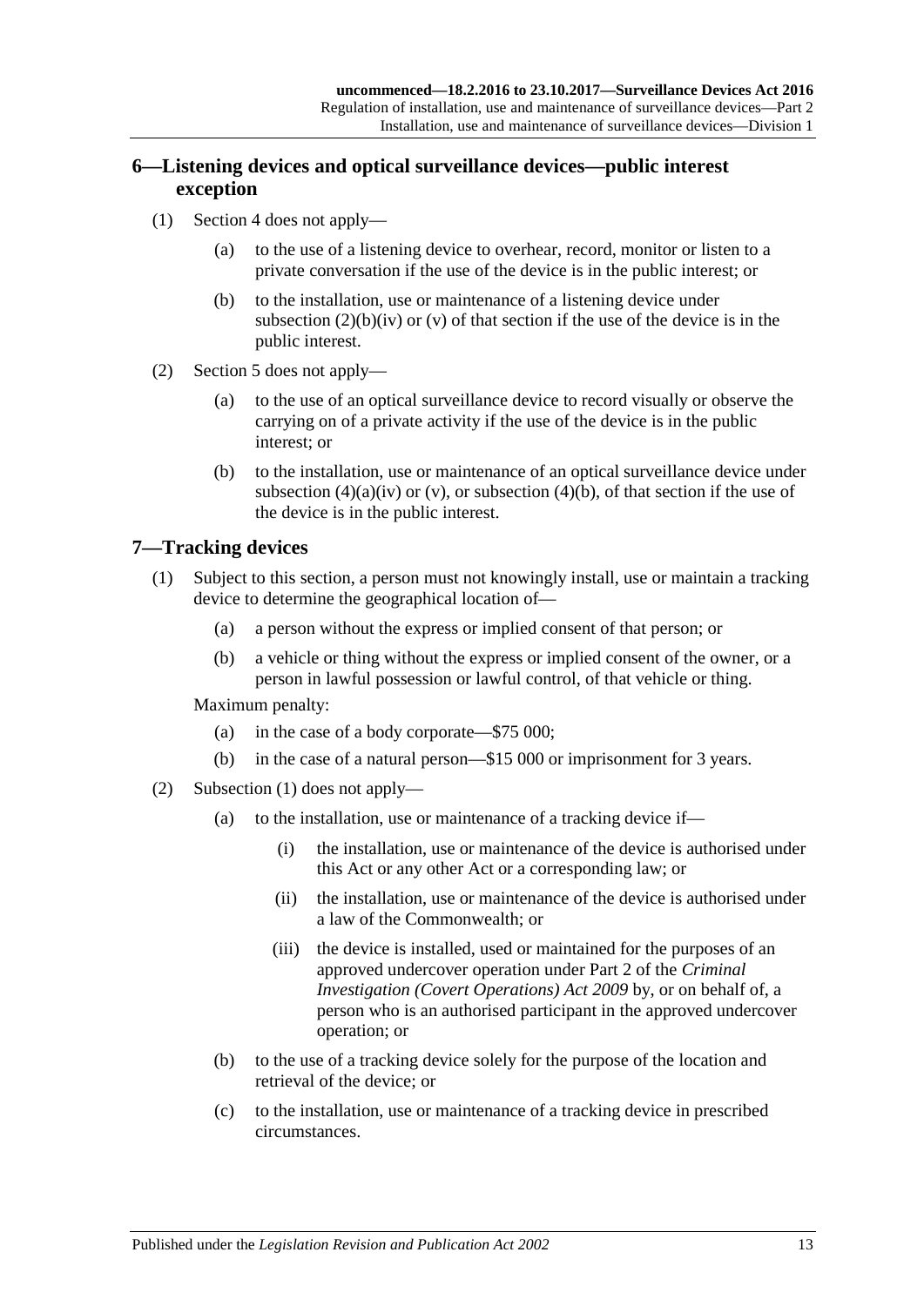## 6—Listening devices and optical surveillance devices—public interest exception

(1) Section 4 does not apply—

(a) to the use of a listening device to overhear, record, monitor or listen to a private conversation if the use of the device is in the public interest; or

(b) to the installation, use or maintenance of a listening device under subsection (2)(b)(iv) or (v) of that section if the use of the device is in the public interest.

(2) Section 5 does not apply—

(a) to the use of an optical surveillance device to record visually or observe the carrying on of a private activity if the use of the device is in the public interest; or

(b) to the installation, use or maintenance of an optical surveillance device under subsection (4)(a)(iv) or (v), or subsection (4)(b), of that section if the use of the device is in the public interest.

## 7—Tracking devices

(1) Subject to this section, a person must not knowingly install, use or maintain a tracking device to determine the geographical location of—

(a) a person without the express or implied consent of that person; or

(b) a vehicle or thing without the express or implied consent of the owner, or a person in lawful possession or lawful control, of that vehicle or thing.

Maximum penalty:

(a) in the case of a body corporate—$75 000;

(b) in the case of a natural person—$15 000 or imprisonment for 3 years.

(2) Subsection (1) does not apply—

(a) to the installation, use or maintenance of a tracking device if—

(i) the installation, use or maintenance of the device is authorised under this Act or any other Act or a corresponding law; or

(ii) the installation, use or maintenance of the device is authorised under a law of the Commonwealth; or

(iii) the device is installed, used or maintained for the purposes of an approved undercover operation under Part 2 of the *Criminal Investigation (Covert Operations) Act 2009* by, or on behalf of, a person who is an authorised participant in the approved undercover operation; or

(b) to the use of a tracking device solely for the purpose of the location and retrieval of the device; or

(c) to the installation, use or maintenance of a tracking device in prescribed circumstances.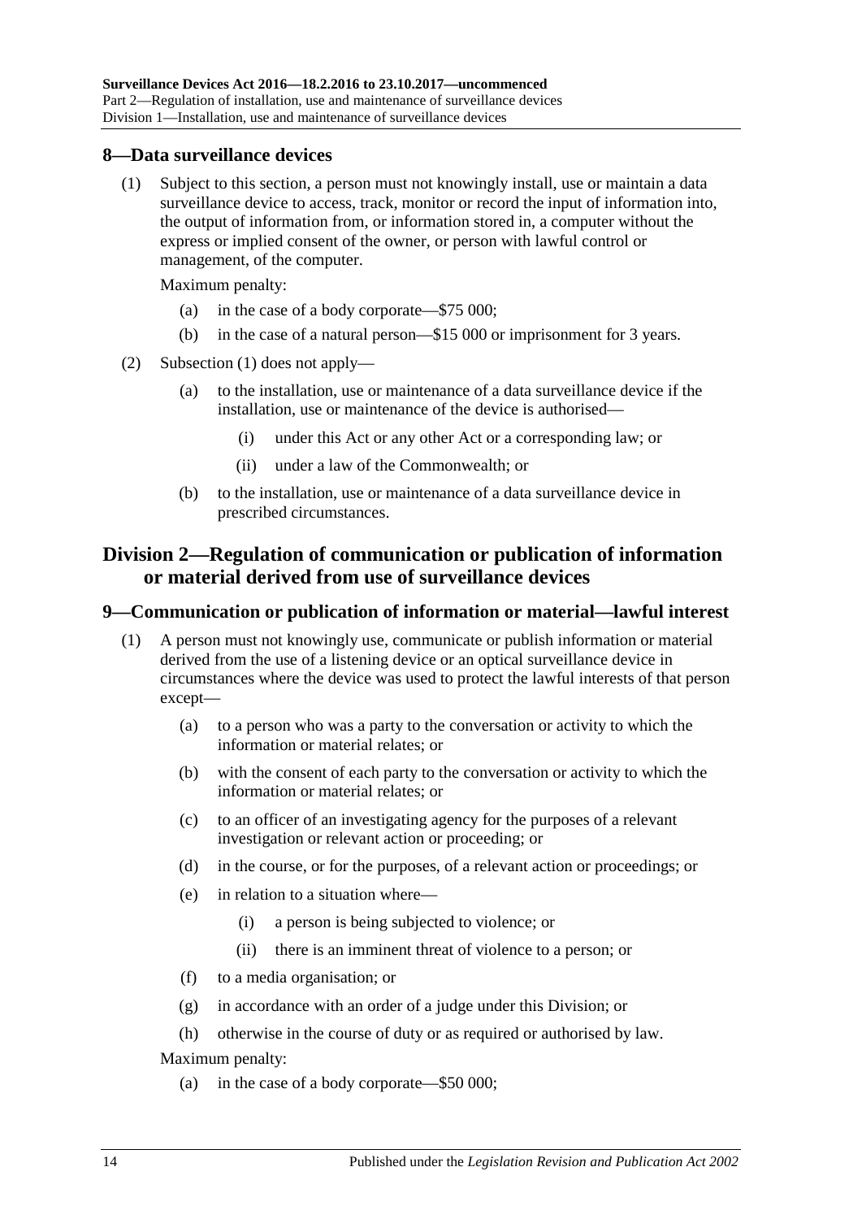## 8—Data surveillance devices

(1) Subject to this section, a person must not knowingly install, use or maintain a data surveillance device to access, track, monitor or record the input of information into, the output of information from, or information stored in, a computer without the express or implied consent of the owner, or person with lawful control or management, of the computer.

Maximum penalty:

(a) in the case of a body corporate—$75 000;

(b) in the case of a natural person—$15 000 or imprisonment for 3 years.

(2) Subsection (1) does not apply—

(a) to the installation, use or maintenance of a data surveillance device if the installation, use or maintenance of the device is authorised—

(i) under this Act or any other Act or a corresponding law; or

(ii) under a law of the Commonwealth; or

(b) to the installation, use or maintenance of a data surveillance device in prescribed circumstances.

# Division 2—Regulation of communication or publication of information or material derived from use of surveillance devices

## 9—Communication or publication of information or material—lawful interest

(1) A person must not knowingly use, communicate or publish information or material derived from the use of a listening device or an optical surveillance device in circumstances where the device was used to protect the lawful interests of that person except—

(a) to a person who was a party to the conversation or activity to which the information or material relates; or

(b) with the consent of each party to the conversation or activity to which the information or material relates; or

(c) to an officer of an investigating agency for the purposes of a relevant investigation or relevant action or proceeding; or

(d) in the course, or for the purposes, of a relevant action or proceedings; or

(e) in relation to a situation where—

(i) a person is being subjected to violence; or

(ii) there is an imminent threat of violence to a person; or

(f) to a media organisation; or

(g) in accordance with an order of a judge under this Division; or

(h) otherwise in the course of duty or as required or authorised by law.

Maximum penalty:

(a) in the case of a body corporate—$50 000;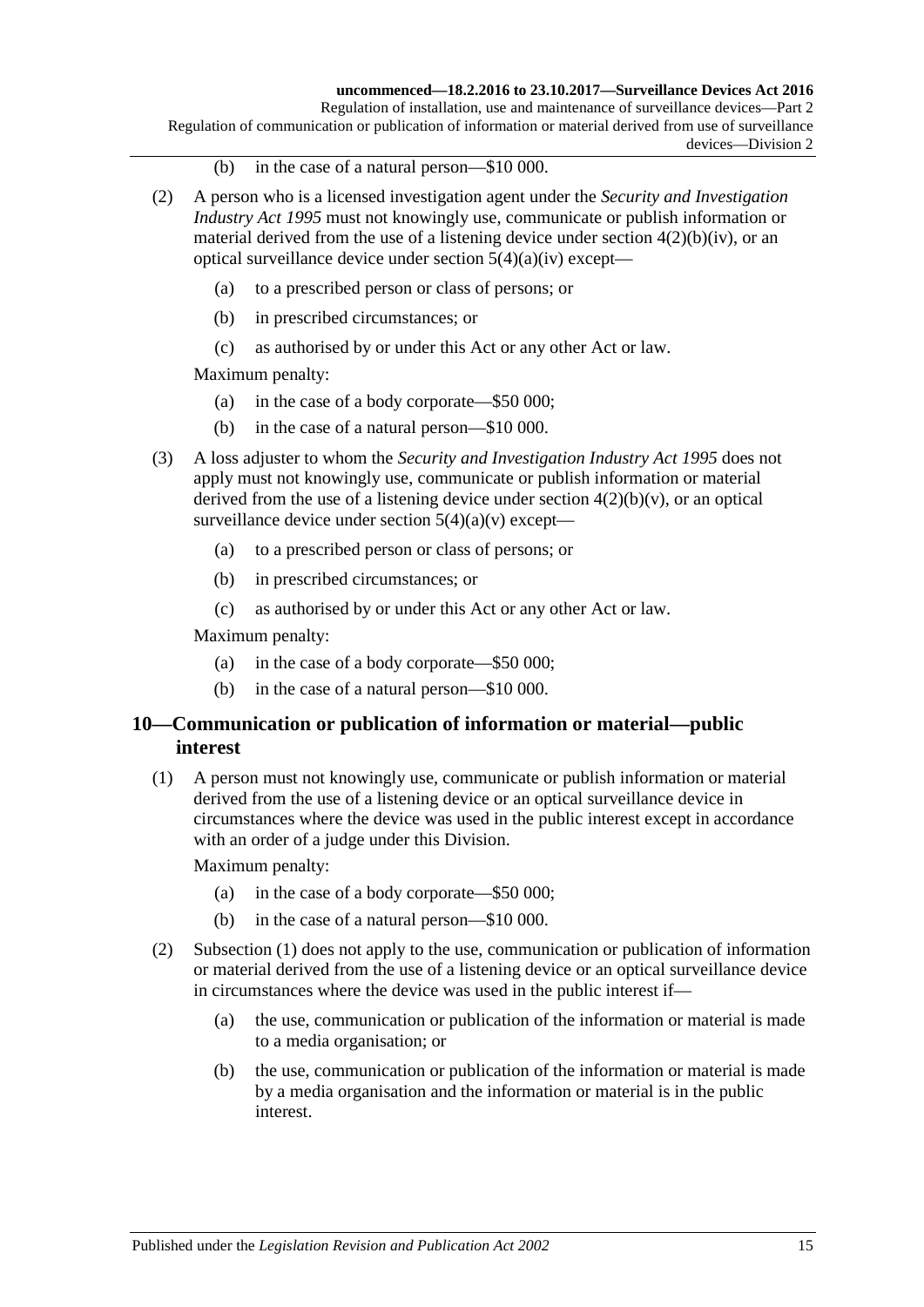(b) in the case of a natural person—$10 000.

(2) A person who is a licensed investigation agent under the *Security and Investigation Industry Act 1995* must not knowingly use, communicate or publish information or material derived from the use of a listening device under section 4(2)(b)(iv), or an optical surveillance device under section 5(4)(a)(iv) except—

(a) to a prescribed person or class of persons; or

(b) in prescribed circumstances; or

(c) as authorised by or under this Act or any other Act or law.

Maximum penalty:

(a) in the case of a body corporate—$50 000;

(b) in the case of a natural person—$10 000.

(3) A loss adjuster to whom the *Security and Investigation Industry Act 1995* does not apply must not knowingly use, communicate or publish information or material derived from the use of a listening device under section 4(2)(b)(v), or an optical surveillance device under section 5(4)(a)(v) except—

(a) to a prescribed person or class of persons; or

(b) in prescribed circumstances; or

(c) as authorised by or under this Act or any other Act or law.

Maximum penalty:

(a) in the case of a body corporate—$50 000;

(b) in the case of a natural person—$10 000.

## 10—Communication or publication of information or material—public interest

(1) A person must not knowingly use, communicate or publish information or material derived from the use of a listening device or an optical surveillance device in circumstances where the device was used in the public interest except in accordance with an order of a judge under this Division.

Maximum penalty:

(a) in the case of a body corporate—$50 000;

(b) in the case of a natural person—$10 000.

(2) Subsection (1) does not apply to the use, communication or publication of information or material derived from the use of a listening device or an optical surveillance device in circumstances where the device was used in the public interest if—

(a) the use, communication or publication of the information or material is made to a media organisation; or

(b) the use, communication or publication of the information or material is made by a media organisation and the information or material is in the public interest.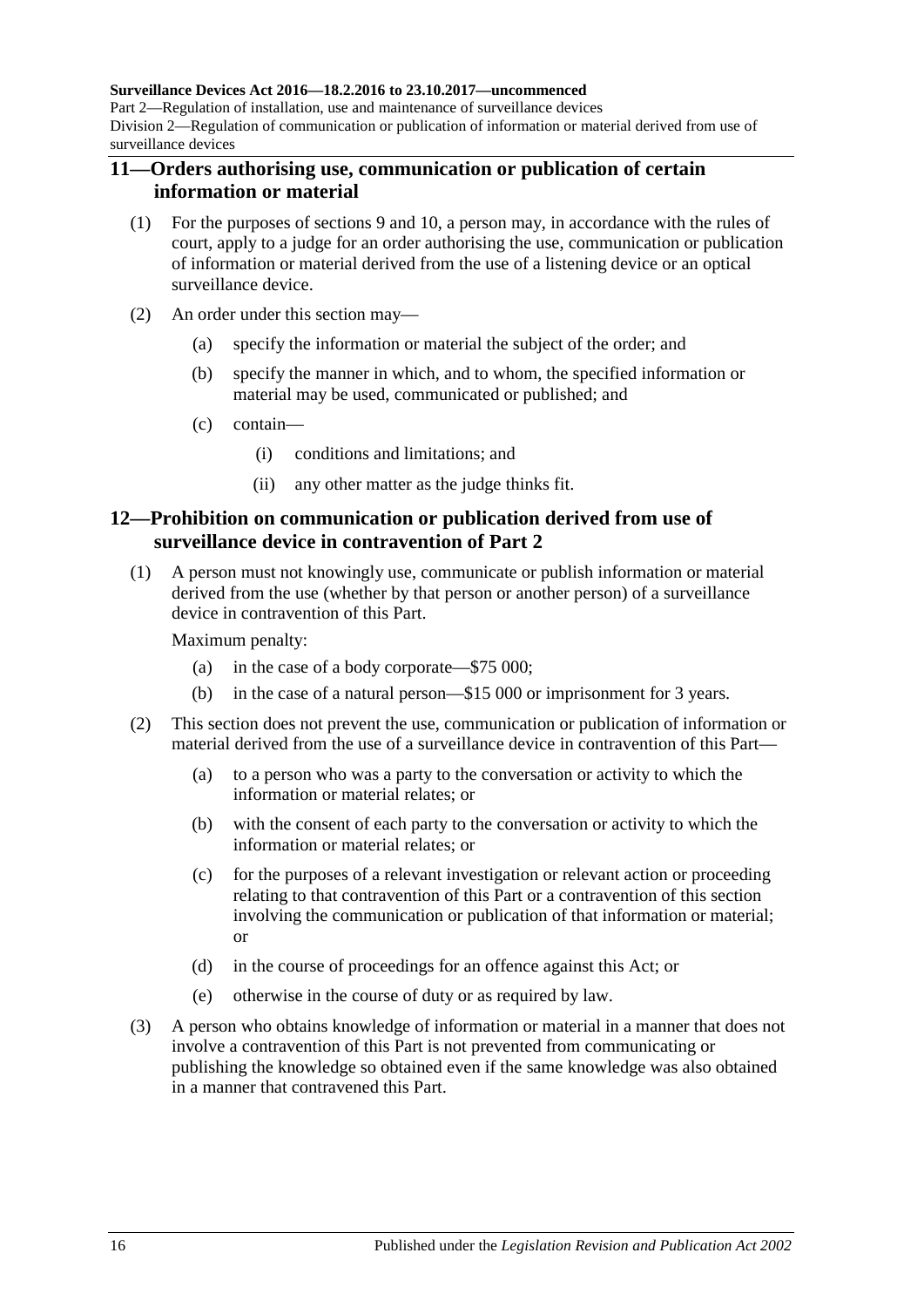## 11—Orders authorising use, communication or publication of certain information or material

(1) For the purposes of sections 9 and 10, a person may, in accordance with the rules of court, apply to a judge for an order authorising the use, communication or publication of information or material derived from the use of a listening device or an optical surveillance device.

(2) An order under this section may—

(a) specify the information or material the subject of the order; and

(b) specify the manner in which, and to whom, the specified information or material may be used, communicated or published; and

(c) contain—

(i) conditions and limitations; and

(ii) any other matter as the judge thinks fit.

## 12—Prohibition on communication or publication derived from use of surveillance device in contravention of Part 2

(1) A person must not knowingly use, communicate or publish information or material derived from the use (whether by that person or another person) of a surveillance device in contravention of this Part.

Maximum penalty:

(a) in the case of a body corporate—$75 000;

(b) in the case of a natural person—$15 000 or imprisonment for 3 years.

(2) This section does not prevent the use, communication or publication of information or material derived from the use of a surveillance device in contravention of this Part—

(a) to a person who was a party to the conversation or activity to which the information or material relates; or

(b) with the consent of each party to the conversation or activity to which the information or material relates; or

(c) for the purposes of a relevant investigation or relevant action or proceeding relating to that contravention of this Part or a contravention of this section involving the communication or publication of that information or material; or

(d) in the course of proceedings for an offence against this Act; or

(e) otherwise in the course of duty or as required by law.

(3) A person who obtains knowledge of information or material in a manner that does not involve a contravention of this Part is not prevented from communicating or publishing the knowledge so obtained even if the same knowledge was also obtained in a manner that contravened this Part.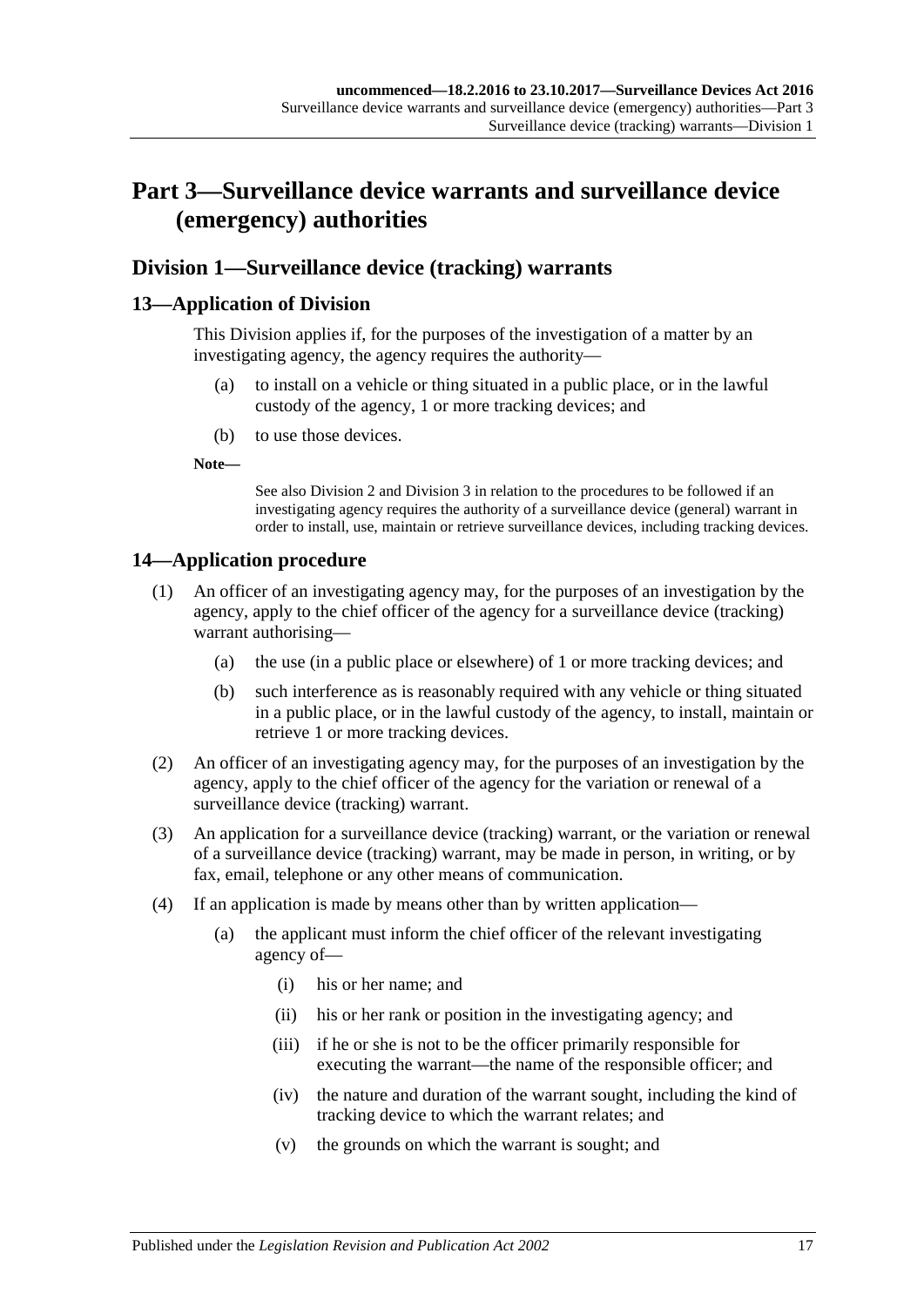# Part 3—Surveillance device warrants and surveillance device (emergency) authorities

## Division 1—Surveillance device (tracking) warrants

### 13—Application of Division

This Division applies if, for the purposes of the investigation of a matter by an investigating agency, the agency requires the authority—

(a) to install on a vehicle or thing situated in a public place, or in the lawful custody of the agency, 1 or more tracking devices; and

(b) to use those devices.

**Note—**

See also Division 2 and Division 3 in relation to the procedures to be followed if an investigating agency requires the authority of a surveillance device (general) warrant in order to install, use, maintain or retrieve surveillance devices, including tracking devices.

### 14—Application procedure

(1) An officer of an investigating agency may, for the purposes of an investigation by the agency, apply to the chief officer of the agency for a surveillance device (tracking) warrant authorising—

(a) the use (in a public place or elsewhere) of 1 or more tracking devices; and

(b) such interference as is reasonably required with any vehicle or thing situated in a public place, or in the lawful custody of the agency, to install, maintain or retrieve 1 or more tracking devices.

(2) An officer of an investigating agency may, for the purposes of an investigation by the agency, apply to the chief officer of the agency for the variation or renewal of a surveillance device (tracking) warrant.

(3) An application for a surveillance device (tracking) warrant, or the variation or renewal of a surveillance device (tracking) warrant, may be made in person, in writing, or by fax, email, telephone or any other means of communication.

(4) If an application is made by means other than by written application—

(a) the applicant must inform the chief officer of the relevant investigating agency of—

(i) his or her name; and

(ii) his or her rank or position in the investigating agency; and

(iii) if he or she is not to be the officer primarily responsible for executing the warrant—the name of the responsible officer; and

(iv) the nature and duration of the warrant sought, including the kind of tracking device to which the warrant relates; and

(v) the grounds on which the warrant is sought; and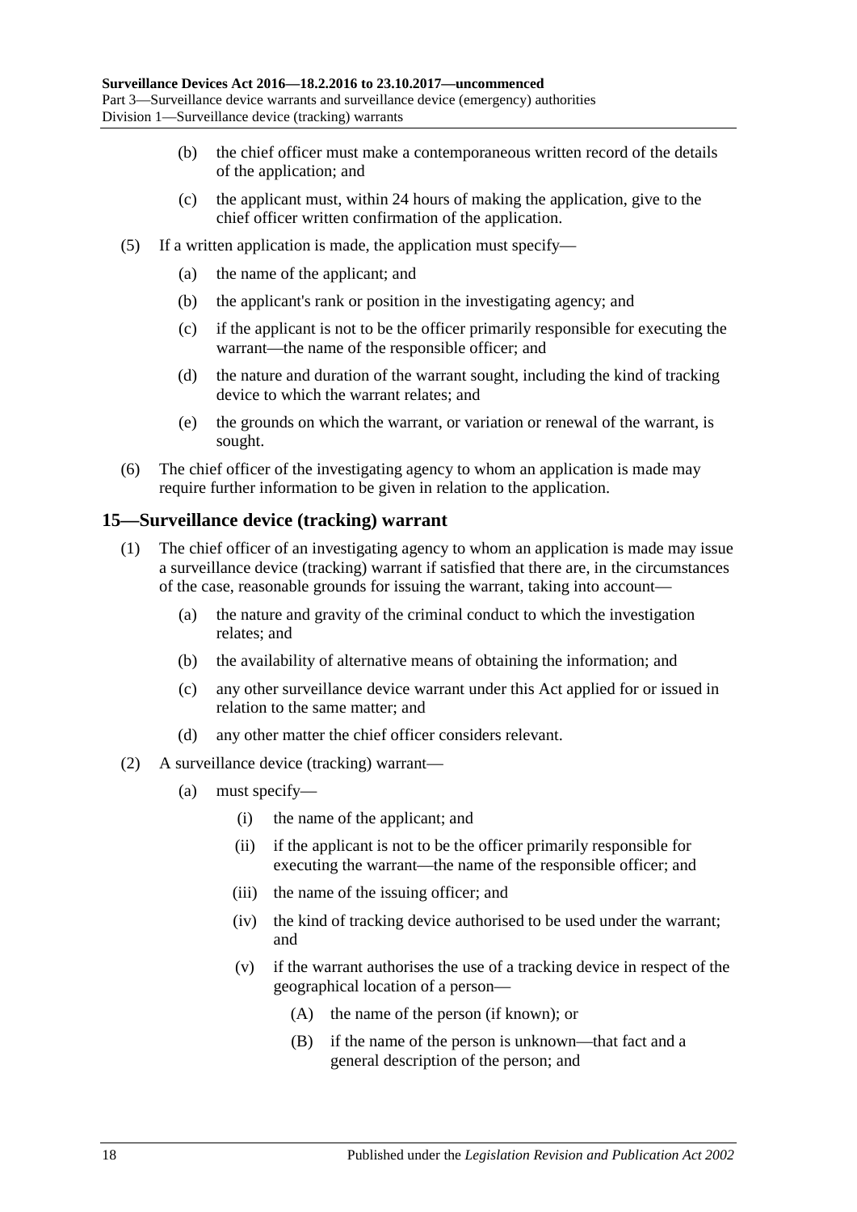(b) the chief officer must make a contemporaneous written record of the details of the application; and

(c) the applicant must, within 24 hours of making the application, give to the chief officer written confirmation of the application.

(5) If a written application is made, the application must specify—

(a) the name of the applicant; and

(b) the applicant's rank or position in the investigating agency; and

(c) if the applicant is not to be the officer primarily responsible for executing the warrant—the name of the responsible officer; and

(d) the nature and duration of the warrant sought, including the kind of tracking device to which the warrant relates; and

(e) the grounds on which the warrant, or variation or renewal of the warrant, is sought.

(6) The chief officer of the investigating agency to whom an application is made may require further information to be given in relation to the application.

## 15—Surveillance device (tracking) warrant

(1) The chief officer of an investigating agency to whom an application is made may issue a surveillance device (tracking) warrant if satisfied that there are, in the circumstances of the case, reasonable grounds for issuing the warrant, taking into account—

(a) the nature and gravity of the criminal conduct to which the investigation relates; and

(b) the availability of alternative means of obtaining the information; and

(c) any other surveillance device warrant under this Act applied for or issued in relation to the same matter; and

(d) any other matter the chief officer considers relevant.

(2) A surveillance device (tracking) warrant—

(a) must specify—

(i) the name of the applicant; and

(ii) if the applicant is not to be the officer primarily responsible for executing the warrant—the name of the responsible officer; and

(iii) the name of the issuing officer; and

(iv) the kind of tracking device authorised to be used under the warrant; and

(v) if the warrant authorises the use of a tracking device in respect of the geographical location of a person—

(A) the name of the person (if known); or

(B) if the name of the person is unknown—that fact and a general description of the person; and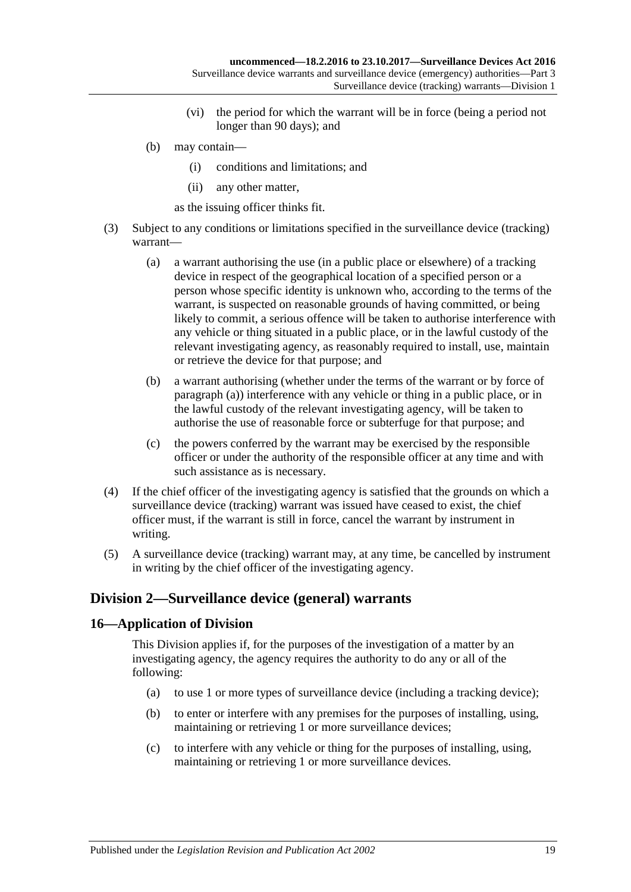(vi) the period for which the warrant will be in force (being a period not longer than 90 days); and

(b) may contain—

(i) conditions and limitations; and

(ii) any other matter,

as the issuing officer thinks fit.

(3) Subject to any conditions or limitations specified in the surveillance device (tracking) warrant—

(a) a warrant authorising the use (in a public place or elsewhere) of a tracking device in respect of the geographical location of a specified person or a person whose specific identity is unknown who, according to the terms of the warrant, is suspected on reasonable grounds of having committed, or being likely to commit, a serious offence will be taken to authorise interference with any vehicle or thing situated in a public place, or in the lawful custody of the relevant investigating agency, as reasonably required to install, use, maintain or retrieve the device for that purpose; and

(b) a warrant authorising (whether under the terms of the warrant or by force of paragraph (a)) interference with any vehicle or thing in a public place, or in the lawful custody of the relevant investigating agency, will be taken to authorise the use of reasonable force or subterfuge for that purpose; and

(c) the powers conferred by the warrant may be exercised by the responsible officer or under the authority of the responsible officer at any time and with such assistance as is necessary.

(4) If the chief officer of the investigating agency is satisfied that the grounds on which a surveillance device (tracking) warrant was issued have ceased to exist, the chief officer must, if the warrant is still in force, cancel the warrant by instrument in writing.

(5) A surveillance device (tracking) warrant may, at any time, be cancelled by instrument in writing by the chief officer of the investigating agency.

## Division 2—Surveillance device (general) warrants

### 16—Application of Division

This Division applies if, for the purposes of the investigation of a matter by an investigating agency, the agency requires the authority to do any or all of the following:

(a) to use 1 or more types of surveillance device (including a tracking device);

(b) to enter or interfere with any premises for the purposes of installing, using, maintaining or retrieving 1 or more surveillance devices;

(c) to interfere with any vehicle or thing for the purposes of installing, using, maintaining or retrieving 1 or more surveillance devices.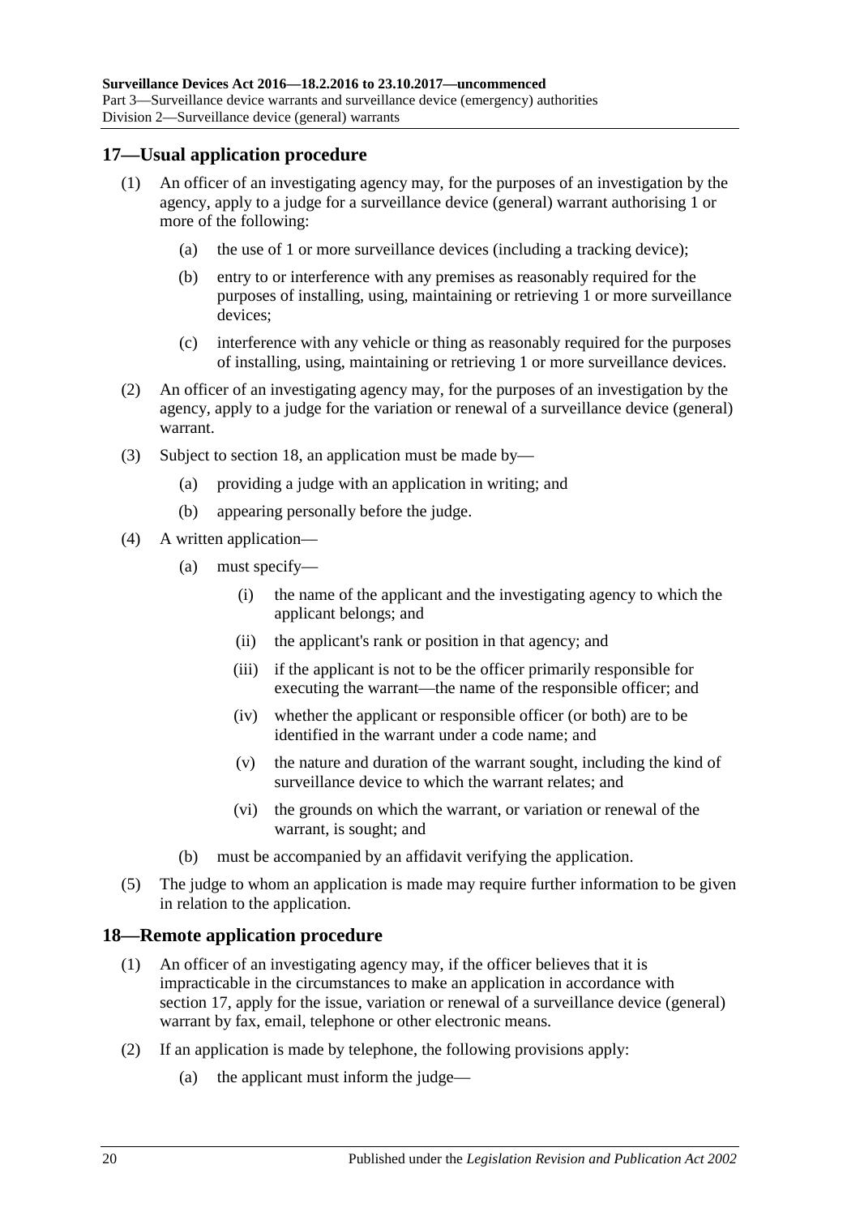## 17—Usual application procedure

(1) An officer of an investigating agency may, for the purposes of an investigation by the agency, apply to a judge for a surveillance device (general) warrant authorising 1 or more of the following:

- (a) the use of 1 or more surveillance devices (including a tracking device);
- (b) entry to or interference with any premises as reasonably required for the purposes of installing, using, maintaining or retrieving 1 or more surveillance devices;
- (c) interference with any vehicle or thing as reasonably required for the purposes of installing, using, maintaining or retrieving 1 or more surveillance devices.

(2) An officer of an investigating agency may, for the purposes of an investigation by the agency, apply to a judge for the variation or renewal of a surveillance device (general) warrant.

(3) Subject to section 18, an application must be made by—

- (a) providing a judge with an application in writing; and
- (b) appearing personally before the judge.

(4) A written application—

- (a) must specify—
  - (i) the name of the applicant and the investigating agency to which the applicant belongs; and
  - (ii) the applicant's rank or position in that agency; and
  - (iii) if the applicant is not to be the officer primarily responsible for executing the warrant—the name of the responsible officer; and
  - (iv) whether the applicant or responsible officer (or both) are to be identified in the warrant under a code name; and
  - (v) the nature and duration of the warrant sought, including the kind of surveillance device to which the warrant relates; and
  - (vi) the grounds on which the warrant, or variation or renewal of the warrant, is sought; and
- (b) must be accompanied by an affidavit verifying the application.

(5) The judge to whom an application is made may require further information to be given in relation to the application.

## 18—Remote application procedure

(1) An officer of an investigating agency may, if the officer believes that it is impracticable in the circumstances to make an application in accordance with section 17, apply for the issue, variation or renewal of a surveillance device (general) warrant by fax, email, telephone or other electronic means.

(2) If an application is made by telephone, the following provisions apply:

- (a) the applicant must inform the judge—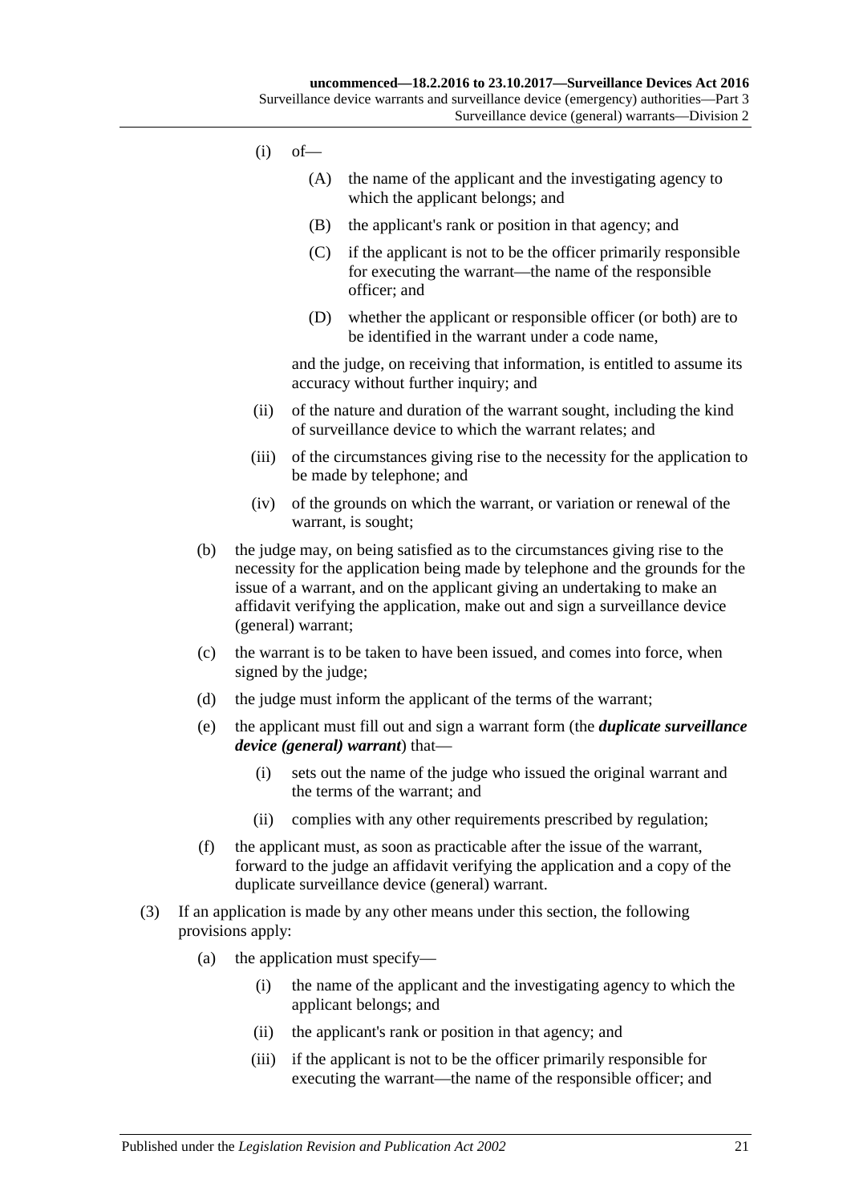(i) of—

(A) the name of the applicant and the investigating agency to which the applicant belongs; and

(B) the applicant's rank or position in that agency; and

(C) if the applicant is not to be the officer primarily responsible for executing the warrant—the name of the responsible officer; and

(D) whether the applicant or responsible officer (or both) are to be identified in the warrant under a code name,

and the judge, on receiving that information, is entitled to assume its accuracy without further inquiry; and

(ii) of the nature and duration of the warrant sought, including the kind of surveillance device to which the warrant relates; and

(iii) of the circumstances giving rise to the necessity for the application to be made by telephone; and

(iv) of the grounds on which the warrant, or variation or renewal of the warrant, is sought;

(b) the judge may, on being satisfied as to the circumstances giving rise to the necessity for the application being made by telephone and the grounds for the issue of a warrant, and on the applicant giving an undertaking to make an affidavit verifying the application, make out and sign a surveillance device (general) warrant;

(c) the warrant is to be taken to have been issued, and comes into force, when signed by the judge;

(d) the judge must inform the applicant of the terms of the warrant;

(e) the applicant must fill out and sign a warrant form (the ***duplicate surveillance device (general) warrant***) that—

(i) sets out the name of the judge who issued the original warrant and the terms of the warrant; and

(ii) complies with any other requirements prescribed by regulation;

(f) the applicant must, as soon as practicable after the issue of the warrant, forward to the judge an affidavit verifying the application and a copy of the duplicate surveillance device (general) warrant.

(3) If an application is made by any other means under this section, the following provisions apply:

(a) the application must specify—

(i) the name of the applicant and the investigating agency to which the applicant belongs; and

(ii) the applicant's rank or position in that agency; and

(iii) if the applicant is not to be the officer primarily responsible for executing the warrant—the name of the responsible officer; and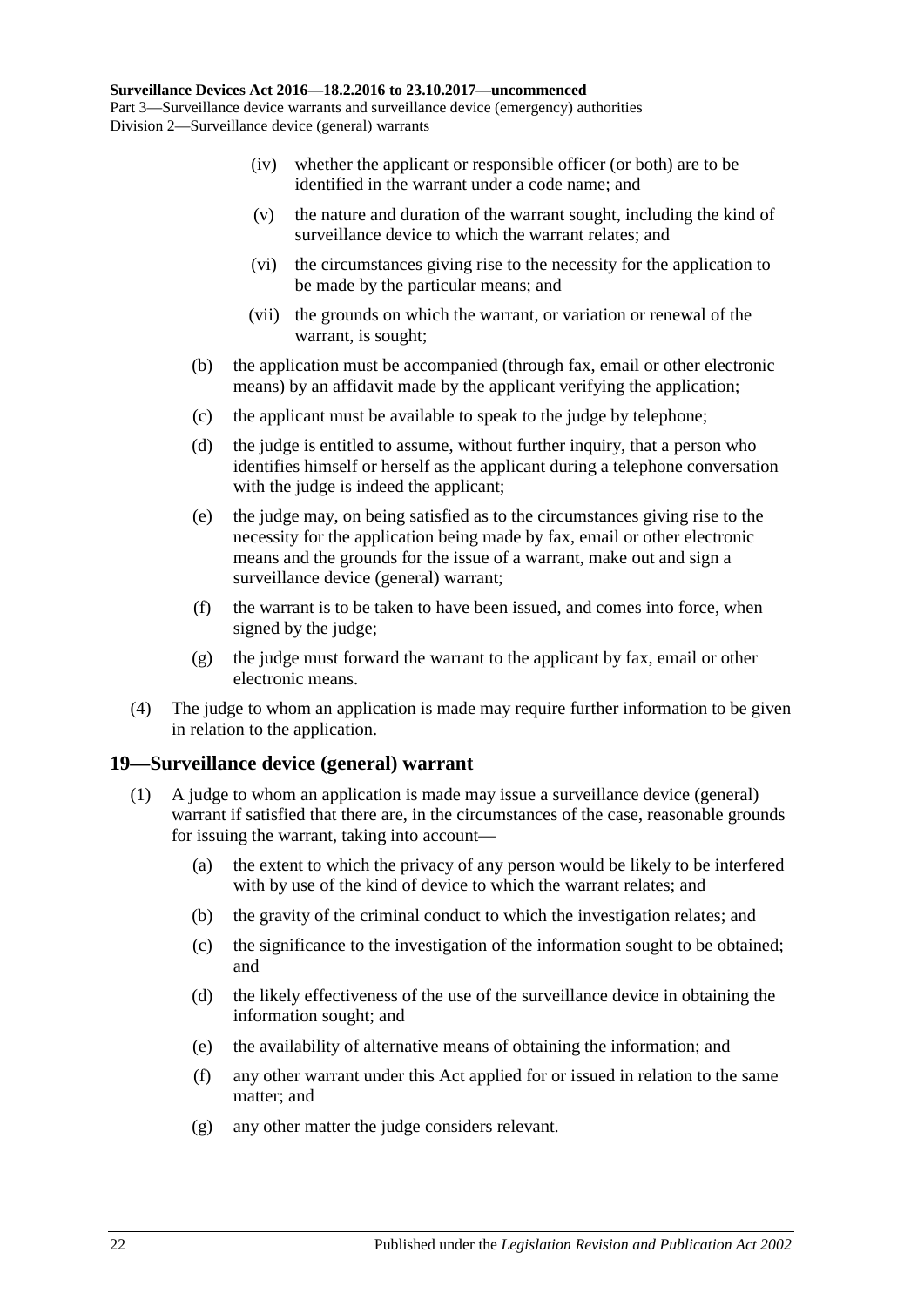(iv) whether the applicant or responsible officer (or both) are to be identified in the warrant under a code name; and

(v) the nature and duration of the warrant sought, including the kind of surveillance device to which the warrant relates; and

(vi) the circumstances giving rise to the necessity for the application to be made by the particular means; and

(vii) the grounds on which the warrant, or variation or renewal of the warrant, is sought;

(b) the application must be accompanied (through fax, email or other electronic means) by an affidavit made by the applicant verifying the application;

(c) the applicant must be available to speak to the judge by telephone;

(d) the judge is entitled to assume, without further inquiry, that a person who identifies himself or herself as the applicant during a telephone conversation with the judge is indeed the applicant;

(e) the judge may, on being satisfied as to the circumstances giving rise to the necessity for the application being made by fax, email or other electronic means and the grounds for the issue of a warrant, make out and sign a surveillance device (general) warrant;

(f) the warrant is to be taken to have been issued, and comes into force, when signed by the judge;

(g) the judge must forward the warrant to the applicant by fax, email or other electronic means.

(4) The judge to whom an application is made may require further information to be given in relation to the application.

## 19—Surveillance device (general) warrant

(1) A judge to whom an application is made may issue a surveillance device (general) warrant if satisfied that there are, in the circumstances of the case, reasonable grounds for issuing the warrant, taking into account—

(a) the extent to which the privacy of any person would be likely to be interfered with by use of the kind of device to which the warrant relates; and

(b) the gravity of the criminal conduct to which the investigation relates; and

(c) the significance to the investigation of the information sought to be obtained; and

(d) the likely effectiveness of the use of the surveillance device in obtaining the information sought; and

(e) the availability of alternative means of obtaining the information; and

(f) any other warrant under this Act applied for or issued in relation to the same matter; and

(g) any other matter the judge considers relevant.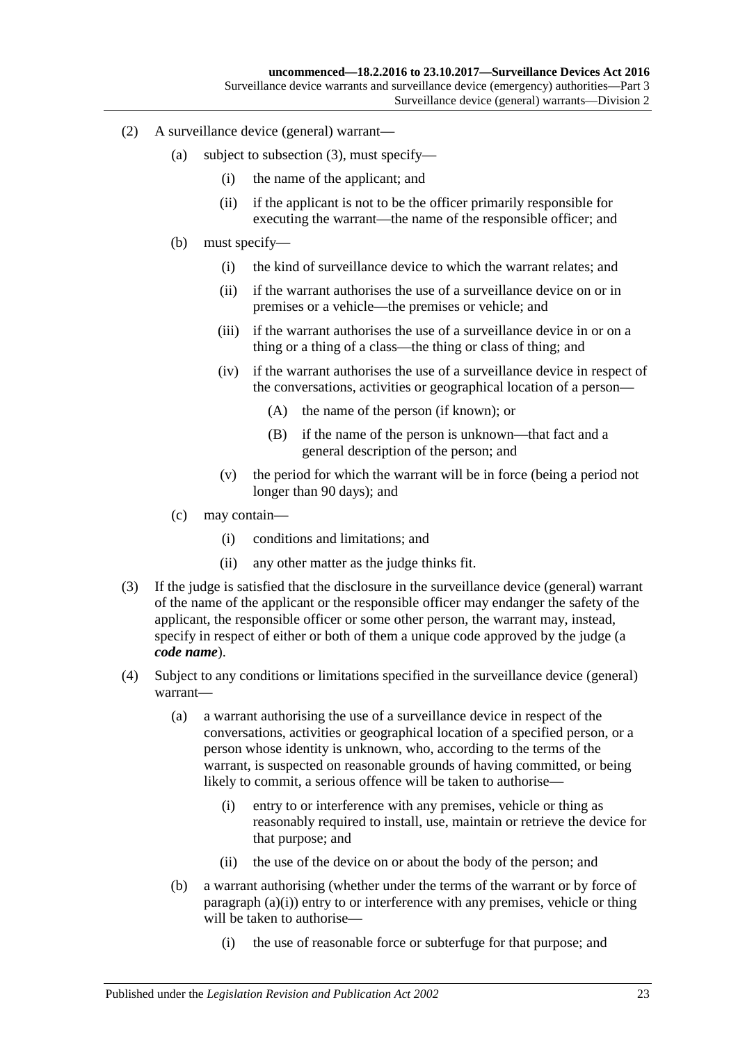(2) A surveillance device (general) warrant—

(a) subject to subsection (3), must specify—

(i) the name of the applicant; and

(ii) if the applicant is not to be the officer primarily responsible for executing the warrant—the name of the responsible officer; and

(b) must specify—

(i) the kind of surveillance device to which the warrant relates; and

(ii) if the warrant authorises the use of a surveillance device on or in premises or a vehicle—the premises or vehicle; and

(iii) if the warrant authorises the use of a surveillance device in or on a thing or a thing of a class—the thing or class of thing; and

(iv) if the warrant authorises the use of a surveillance device in respect of the conversations, activities or geographical location of a person—

(A) the name of the person (if known); or

(B) if the name of the person is unknown—that fact and a general description of the person; and

(v) the period for which the warrant will be in force (being a period not longer than 90 days); and

(c) may contain—

(i) conditions and limitations; and

(ii) any other matter as the judge thinks fit.

(3) If the judge is satisfied that the disclosure in the surveillance device (general) warrant of the name of the applicant or the responsible officer may endanger the safety of the applicant, the responsible officer or some other person, the warrant may, instead, specify in respect of either or both of them a unique code approved by the judge (a ***code name***).

(4) Subject to any conditions or limitations specified in the surveillance device (general) warrant—

(a) a warrant authorising the use of a surveillance device in respect of the conversations, activities or geographical location of a specified person, or a person whose identity is unknown, who, according to the terms of the warrant, is suspected on reasonable grounds of having committed, or being likely to commit, a serious offence will be taken to authorise—

(i) entry to or interference with any premises, vehicle or thing as reasonably required to install, use, maintain or retrieve the device for that purpose; and

(ii) the use of the device on or about the body of the person; and

(b) a warrant authorising (whether under the terms of the warrant or by force of paragraph (a)(i)) entry to or interference with any premises, vehicle or thing will be taken to authorise—

(i) the use of reasonable force or subterfuge for that purpose; and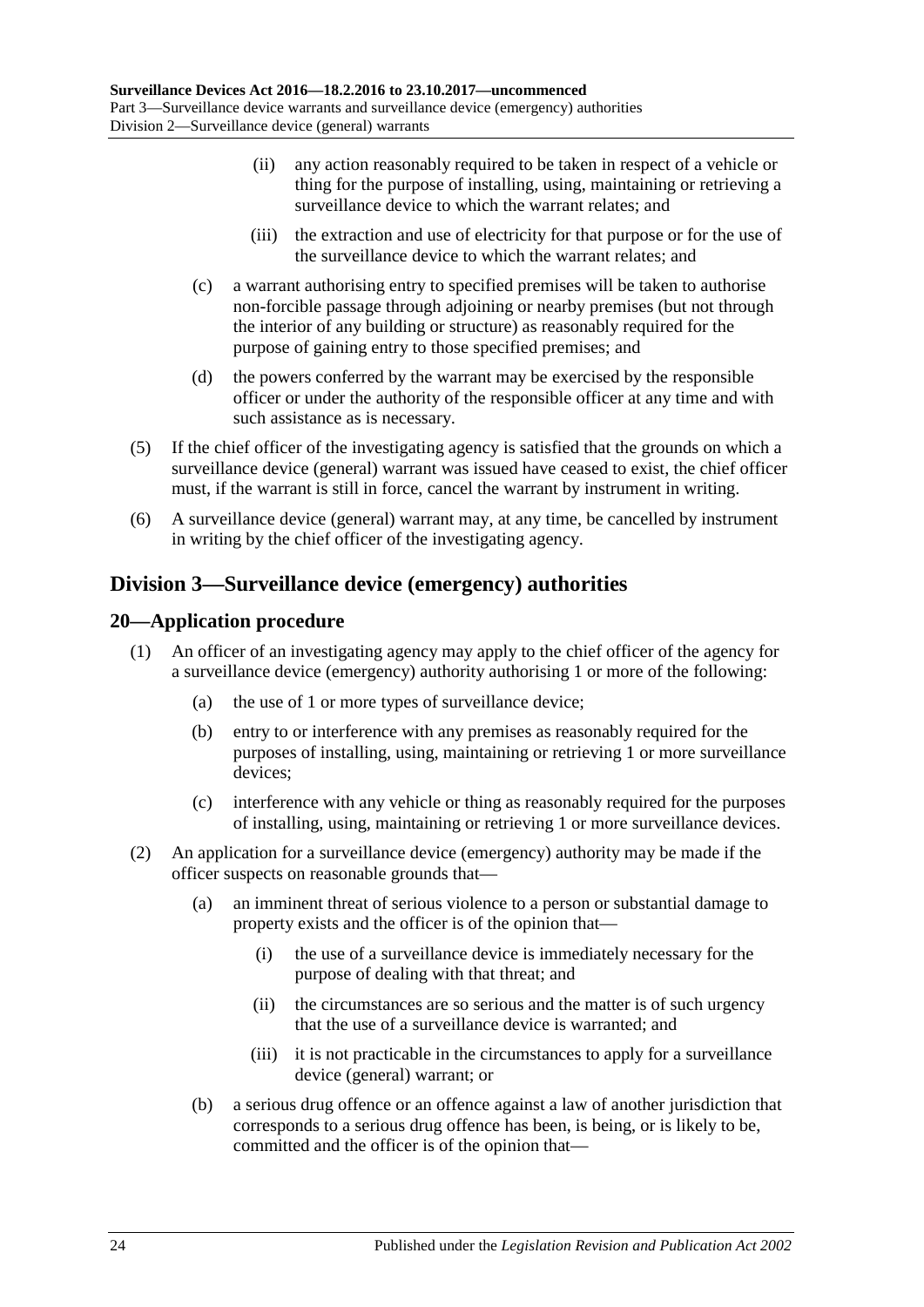(ii) any action reasonably required to be taken in respect of a vehicle or thing for the purpose of installing, using, maintaining or retrieving a surveillance device to which the warrant relates; and

(iii) the extraction and use of electricity for that purpose or for the use of the surveillance device to which the warrant relates; and

(c) a warrant authorising entry to specified premises will be taken to authorise non-forcible passage through adjoining or nearby premises (but not through the interior of any building or structure) as reasonably required for the purpose of gaining entry to those specified premises; and

(d) the powers conferred by the warrant may be exercised by the responsible officer or under the authority of the responsible officer at any time and with such assistance as is necessary.

(5) If the chief officer of the investigating agency is satisfied that the grounds on which a surveillance device (general) warrant was issued have ceased to exist, the chief officer must, if the warrant is still in force, cancel the warrant by instrument in writing.

(6) A surveillance device (general) warrant may, at any time, be cancelled by instrument in writing by the chief officer of the investigating agency.

## Division 3—Surveillance device (emergency) authorities

### 20—Application procedure

(1) An officer of an investigating agency may apply to the chief officer of the agency for a surveillance device (emergency) authority authorising 1 or more of the following:

(a) the use of 1 or more types of surveillance device;

(b) entry to or interference with any premises as reasonably required for the purposes of installing, using, maintaining or retrieving 1 or more surveillance devices;

(c) interference with any vehicle or thing as reasonably required for the purposes of installing, using, maintaining or retrieving 1 or more surveillance devices.

(2) An application for a surveillance device (emergency) authority may be made if the officer suspects on reasonable grounds that—

(a) an imminent threat of serious violence to a person or substantial damage to property exists and the officer is of the opinion that—

(i) the use of a surveillance device is immediately necessary for the purpose of dealing with that threat; and

(ii) the circumstances are so serious and the matter is of such urgency that the use of a surveillance device is warranted; and

(iii) it is not practicable in the circumstances to apply for a surveillance device (general) warrant; or

(b) a serious drug offence or an offence against a law of another jurisdiction that corresponds to a serious drug offence has been, is being, or is likely to be, committed and the officer is of the opinion that—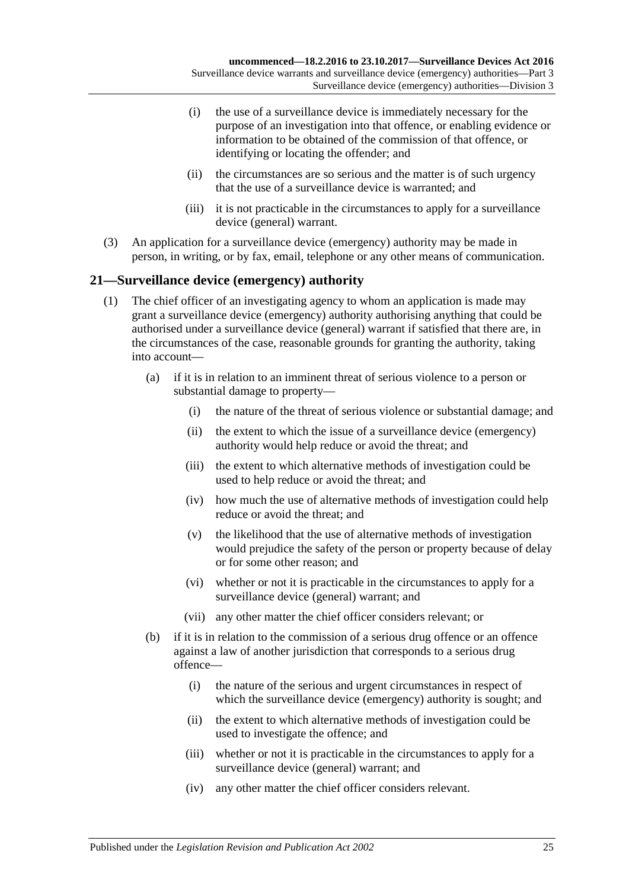(i) the use of a surveillance device is immediately necessary for the purpose of an investigation into that offence, or enabling evidence or information to be obtained of the commission of that offence, or identifying or locating the offender; and

(ii) the circumstances are so serious and the matter is of such urgency that the use of a surveillance device is warranted; and

(iii) it is not practicable in the circumstances to apply for a surveillance device (general) warrant.

(3) An application for a surveillance device (emergency) authority may be made in person, in writing, or by fax, email, telephone or any other means of communication.

## 21—Surveillance device (emergency) authority

(1) The chief officer of an investigating agency to whom an application is made may grant a surveillance device (emergency) authority authorising anything that could be authorised under a surveillance device (general) warrant if satisfied that there are, in the circumstances of the case, reasonable grounds for granting the authority, taking into account—

(a) if it is in relation to an imminent threat of serious violence to a person or substantial damage to property—

(i) the nature of the threat of serious violence or substantial damage; and

(ii) the extent to which the issue of a surveillance device (emergency) authority would help reduce or avoid the threat; and

(iii) the extent to which alternative methods of investigation could be used to help reduce or avoid the threat; and

(iv) how much the use of alternative methods of investigation could help reduce or avoid the threat; and

(v) the likelihood that the use of alternative methods of investigation would prejudice the safety of the person or property because of delay or for some other reason; and

(vi) whether or not it is practicable in the circumstances to apply for a surveillance device (general) warrant; and

(vii) any other matter the chief officer considers relevant; or

(b) if it is in relation to the commission of a serious drug offence or an offence against a law of another jurisdiction that corresponds to a serious drug offence—

(i) the nature of the serious and urgent circumstances in respect of which the surveillance device (emergency) authority is sought; and

(ii) the extent to which alternative methods of investigation could be used to investigate the offence; and

(iii) whether or not it is practicable in the circumstances to apply for a surveillance device (general) warrant; and

(iv) any other matter the chief officer considers relevant.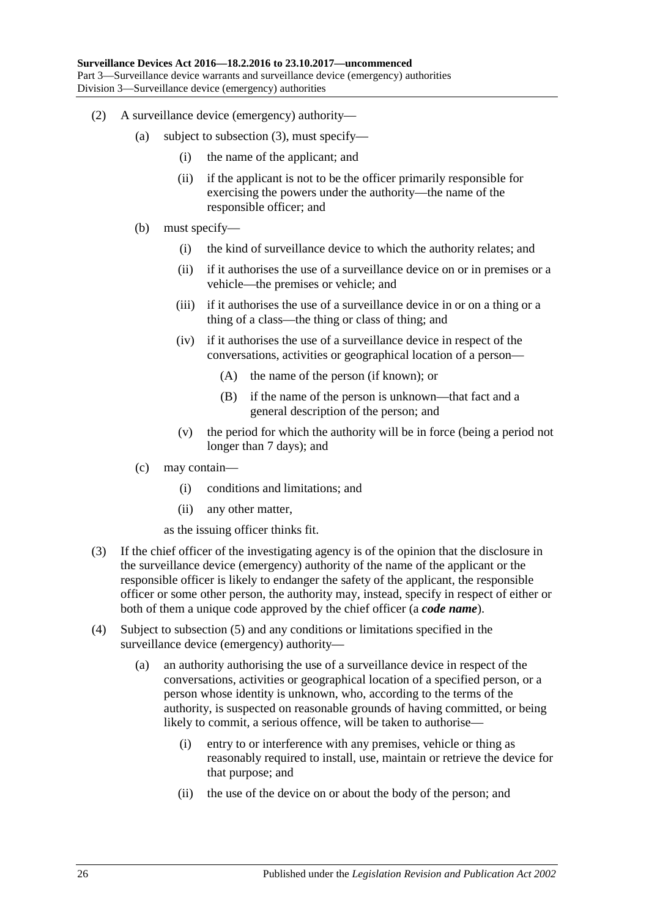(2) A surveillance device (emergency) authority—

(a) subject to subsection (3), must specify—

(i) the name of the applicant; and

(ii) if the applicant is not to be the officer primarily responsible for exercising the powers under the authority—the name of the responsible officer; and

(b) must specify—

(i) the kind of surveillance device to which the authority relates; and

(ii) if it authorises the use of a surveillance device on or in premises or a vehicle—the premises or vehicle; and

(iii) if it authorises the use of a surveillance device in or on a thing or a thing of a class—the thing or class of thing; and

(iv) if it authorises the use of a surveillance device in respect of the conversations, activities or geographical location of a person—

(A) the name of the person (if known); or

(B) if the name of the person is unknown—that fact and a general description of the person; and

(v) the period for which the authority will be in force (being a period not longer than 7 days); and

(c) may contain—

(i) conditions and limitations; and

(ii) any other matter,

as the issuing officer thinks fit.

(3) If the chief officer of the investigating agency is of the opinion that the disclosure in the surveillance device (emergency) authority of the name of the applicant or the responsible officer is likely to endanger the safety of the applicant, the responsible officer or some other person, the authority may, instead, specify in respect of either or both of them a unique code approved by the chief officer (a ***code name***).

(4) Subject to subsection (5) and any conditions or limitations specified in the surveillance device (emergency) authority—

(a) an authority authorising the use of a surveillance device in respect of the conversations, activities or geographical location of a specified person, or a person whose identity is unknown, who, according to the terms of the authority, is suspected on reasonable grounds of having committed, or being likely to commit, a serious offence, will be taken to authorise—

(i) entry to or interference with any premises, vehicle or thing as reasonably required to install, use, maintain or retrieve the device for that purpose; and

(ii) the use of the device on or about the body of the person; and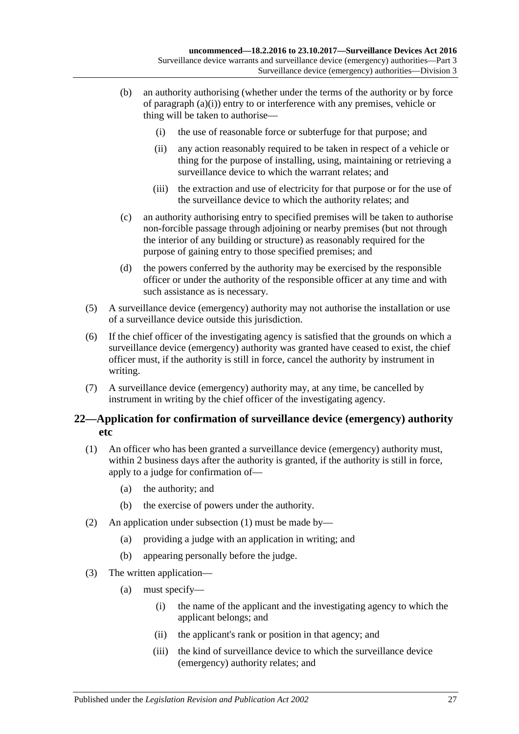(b) an authority authorising (whether under the terms of the authority or by force of paragraph (a)(i)) entry to or interference with any premises, vehicle or thing will be taken to authorise—

(i) the use of reasonable force or subterfuge for that purpose; and

(ii) any action reasonably required to be taken in respect of a vehicle or thing for the purpose of installing, using, maintaining or retrieving a surveillance device to which the warrant relates; and

(iii) the extraction and use of electricity for that purpose or for the use of the surveillance device to which the authority relates; and

(c) an authority authorising entry to specified premises will be taken to authorise non-forcible passage through adjoining or nearby premises (but not through the interior of any building or structure) as reasonably required for the purpose of gaining entry to those specified premises; and

(d) the powers conferred by the authority may be exercised by the responsible officer or under the authority of the responsible officer at any time and with such assistance as is necessary.

(5) A surveillance device (emergency) authority may not authorise the installation or use of a surveillance device outside this jurisdiction.

(6) If the chief officer of the investigating agency is satisfied that the grounds on which a surveillance device (emergency) authority was granted have ceased to exist, the chief officer must, if the authority is still in force, cancel the authority by instrument in writing.

(7) A surveillance device (emergency) authority may, at any time, be cancelled by instrument in writing by the chief officer of the investigating agency.

## 22—Application for confirmation of surveillance device (emergency) authority etc

(1) An officer who has been granted a surveillance device (emergency) authority must, within 2 business days after the authority is granted, if the authority is still in force, apply to a judge for confirmation of—

(a) the authority; and

(b) the exercise of powers under the authority.

(2) An application under subsection (1) must be made by—

(a) providing a judge with an application in writing; and

(b) appearing personally before the judge.

(3) The written application—

(a) must specify—

(i) the name of the applicant and the investigating agency to which the applicant belongs; and

(ii) the applicant's rank or position in that agency; and

(iii) the kind of surveillance device to which the surveillance device (emergency) authority relates; and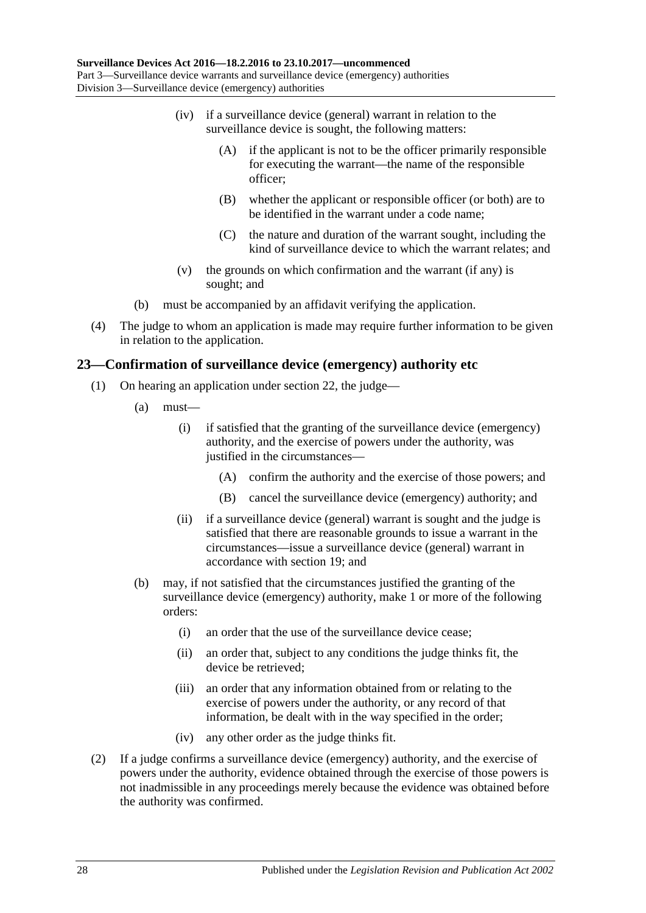(iv) if a surveillance device (general) warrant in relation to the surveillance device is sought, the following matters:

(A) if the applicant is not to be the officer primarily responsible for executing the warrant—the name of the responsible officer;

(B) whether the applicant or responsible officer (or both) are to be identified in the warrant under a code name;

(C) the nature and duration of the warrant sought, including the kind of surveillance device to which the warrant relates; and

(v) the grounds on which confirmation and the warrant (if any) is sought; and

(b) must be accompanied by an affidavit verifying the application.

(4) The judge to whom an application is made may require further information to be given in relation to the application.

## 23—Confirmation of surveillance device (emergency) authority etc

(1) On hearing an application under section 22, the judge—

(a) must—

(i) if satisfied that the granting of the surveillance device (emergency) authority, and the exercise of powers under the authority, was justified in the circumstances—

(A) confirm the authority and the exercise of those powers; and

(B) cancel the surveillance device (emergency) authority; and

(ii) if a surveillance device (general) warrant is sought and the judge is satisfied that there are reasonable grounds to issue a warrant in the circumstances—issue a surveillance device (general) warrant in accordance with section 19; and

(b) may, if not satisfied that the circumstances justified the granting of the surveillance device (emergency) authority, make 1 or more of the following orders:

(i) an order that the use of the surveillance device cease;

(ii) an order that, subject to any conditions the judge thinks fit, the device be retrieved;

(iii) an order that any information obtained from or relating to the exercise of powers under the authority, or any record of that information, be dealt with in the way specified in the order;

(iv) any other order as the judge thinks fit.

(2) If a judge confirms a surveillance device (emergency) authority, and the exercise of powers under the authority, evidence obtained through the exercise of those powers is not inadmissible in any proceedings merely because the evidence was obtained before the authority was confirmed.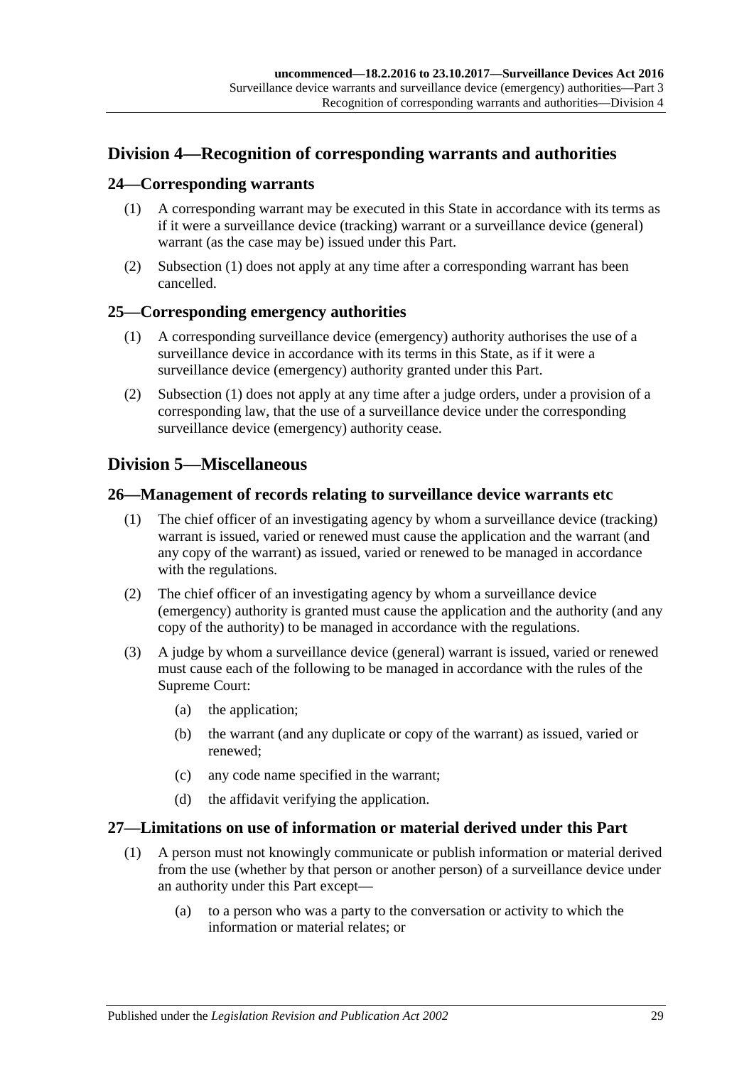## Division 4—Recognition of corresponding warrants and authorities

### 24—Corresponding warrants

(1) A corresponding warrant may be executed in this State in accordance with its terms as if it were a surveillance device (tracking) warrant or a surveillance device (general) warrant (as the case may be) issued under this Part.

(2) Subsection (1) does not apply at any time after a corresponding warrant has been cancelled.

### 25—Corresponding emergency authorities

(1) A corresponding surveillance device (emergency) authority authorises the use of a surveillance device in accordance with its terms in this State, as if it were a surveillance device (emergency) authority granted under this Part.

(2) Subsection (1) does not apply at any time after a judge orders, under a provision of a corresponding law, that the use of a surveillance device under the corresponding surveillance device (emergency) authority cease.

## Division 5—Miscellaneous

### 26—Management of records relating to surveillance device warrants etc

(1) The chief officer of an investigating agency by whom a surveillance device (tracking) warrant is issued, varied or renewed must cause the application and the warrant (and any copy of the warrant) as issued, varied or renewed to be managed in accordance with the regulations.

(2) The chief officer of an investigating agency by whom a surveillance device (emergency) authority is granted must cause the application and the authority (and any copy of the authority) to be managed in accordance with the regulations.

(3) A judge by whom a surveillance device (general) warrant is issued, varied or renewed must cause each of the following to be managed in accordance with the rules of the Supreme Court:

(a) the application;

(b) the warrant (and any duplicate or copy of the warrant) as issued, varied or renewed;

(c) any code name specified in the warrant;

(d) the affidavit verifying the application.

### 27—Limitations on use of information or material derived under this Part

(1) A person must not knowingly communicate or publish information or material derived from the use (whether by that person or another person) of a surveillance device under an authority under this Part except—

(a) to a person who was a party to the conversation or activity to which the information or material relates; or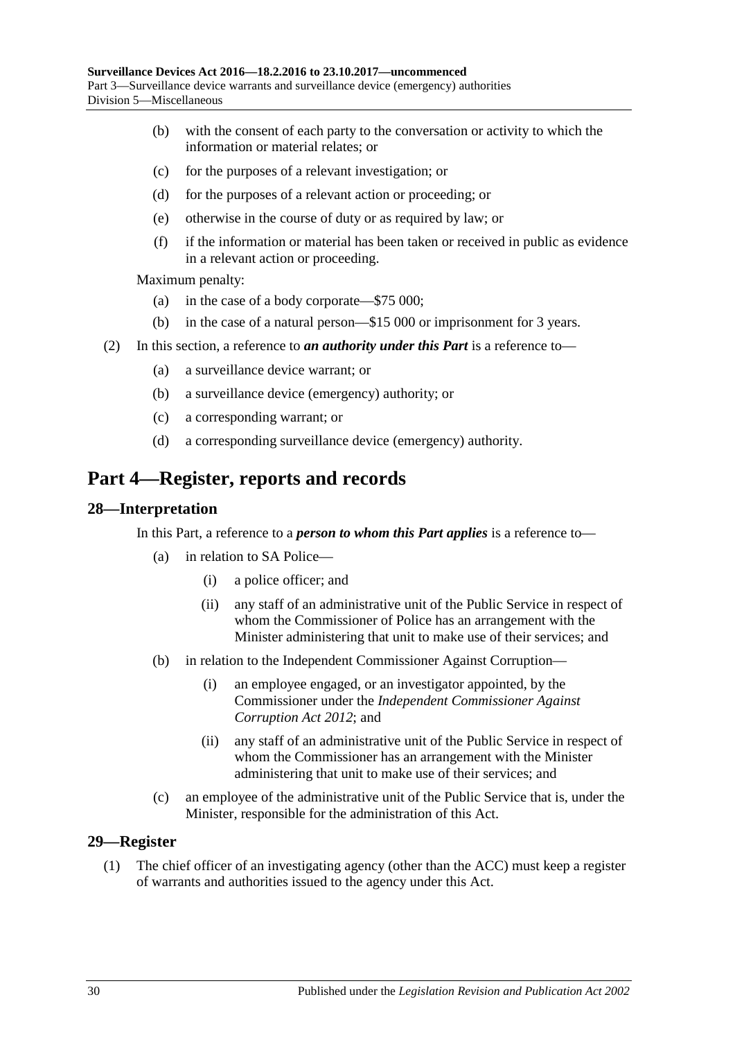(b) with the consent of each party to the conversation or activity to which the information or material relates; or

(c) for the purposes of a relevant investigation; or

(d) for the purposes of a relevant action or proceeding; or

(e) otherwise in the course of duty or as required by law; or

(f) if the information or material has been taken or received in public as evidence in a relevant action or proceeding.

Maximum penalty:

(a) in the case of a body corporate—$75 000;

(b) in the case of a natural person—$15 000 or imprisonment for 3 years.

(2) In this section, a reference to ***an authority under this Part*** is a reference to—

(a) a surveillance device warrant; or

(b) a surveillance device (emergency) authority; or

(c) a corresponding warrant; or

(d) a corresponding surveillance device (emergency) authority.

# Part 4—Register, reports and records

## 28—Interpretation

In this Part, a reference to a ***person to whom this Part applies*** is a reference to—

(a) in relation to SA Police—

(i) a police officer; and

(ii) any staff of an administrative unit of the Public Service in respect of whom the Commissioner of Police has an arrangement with the Minister administering that unit to make use of their services; and

(b) in relation to the Independent Commissioner Against Corruption—

(i) an employee engaged, or an investigator appointed, by the Commissioner under the *Independent Commissioner Against Corruption Act 2012*; and

(ii) any staff of an administrative unit of the Public Service in respect of whom the Commissioner has an arrangement with the Minister administering that unit to make use of their services; and

(c) an employee of the administrative unit of the Public Service that is, under the Minister, responsible for the administration of this Act.

## 29—Register

(1) The chief officer of an investigating agency (other than the ACC) must keep a register of warrants and authorities issued to the agency under this Act.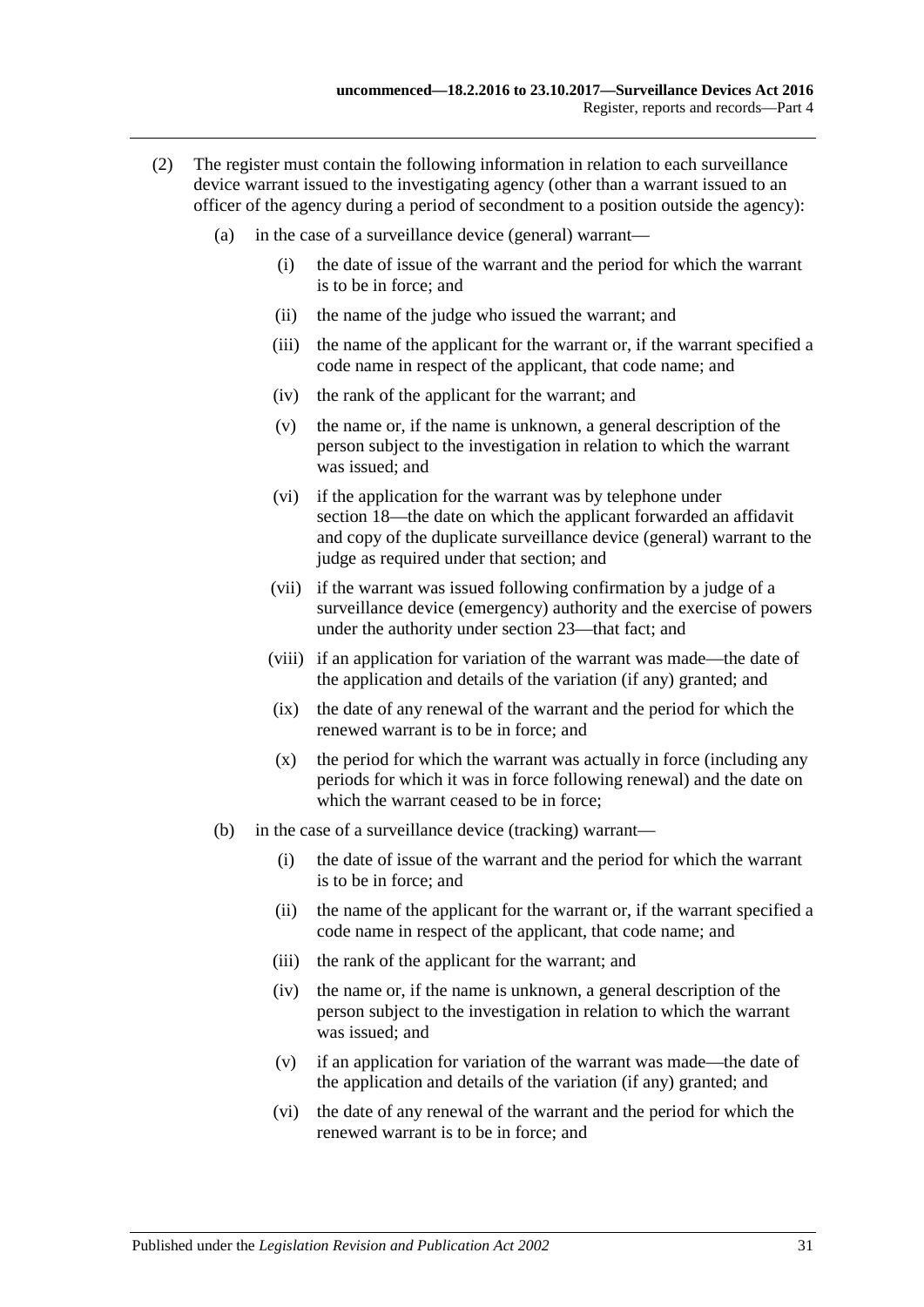(2) The register must contain the following information in relation to each surveillance device warrant issued to the investigating agency (other than a warrant issued to an officer of the agency during a period of secondment to a position outside the agency):

(a) in the case of a surveillance device (general) warrant—

(i) the date of issue of the warrant and the period for which the warrant is to be in force; and

(ii) the name of the judge who issued the warrant; and

(iii) the name of the applicant for the warrant or, if the warrant specified a code name in respect of the applicant, that code name; and

(iv) the rank of the applicant for the warrant; and

(v) the name or, if the name is unknown, a general description of the person subject to the investigation in relation to which the warrant was issued; and

(vi) if the application for the warrant was by telephone under section 18—the date on which the applicant forwarded an affidavit and copy of the duplicate surveillance device (general) warrant to the judge as required under that section; and

(vii) if the warrant was issued following confirmation by a judge of a surveillance device (emergency) authority and the exercise of powers under the authority under section 23—that fact; and

(viii) if an application for variation of the warrant was made—the date of the application and details of the variation (if any) granted; and

(ix) the date of any renewal of the warrant and the period for which the renewed warrant is to be in force; and

(x) the period for which the warrant was actually in force (including any periods for which it was in force following renewal) and the date on which the warrant ceased to be in force;

(b) in the case of a surveillance device (tracking) warrant—

(i) the date of issue of the warrant and the period for which the warrant is to be in force; and

(ii) the name of the applicant for the warrant or, if the warrant specified a code name in respect of the applicant, that code name; and

(iii) the rank of the applicant for the warrant; and

(iv) the name or, if the name is unknown, a general description of the person subject to the investigation in relation to which the warrant was issued; and

(v) if an application for variation of the warrant was made—the date of the application and details of the variation (if any) granted; and

(vi) the date of any renewal of the warrant and the period for which the renewed warrant is to be in force; and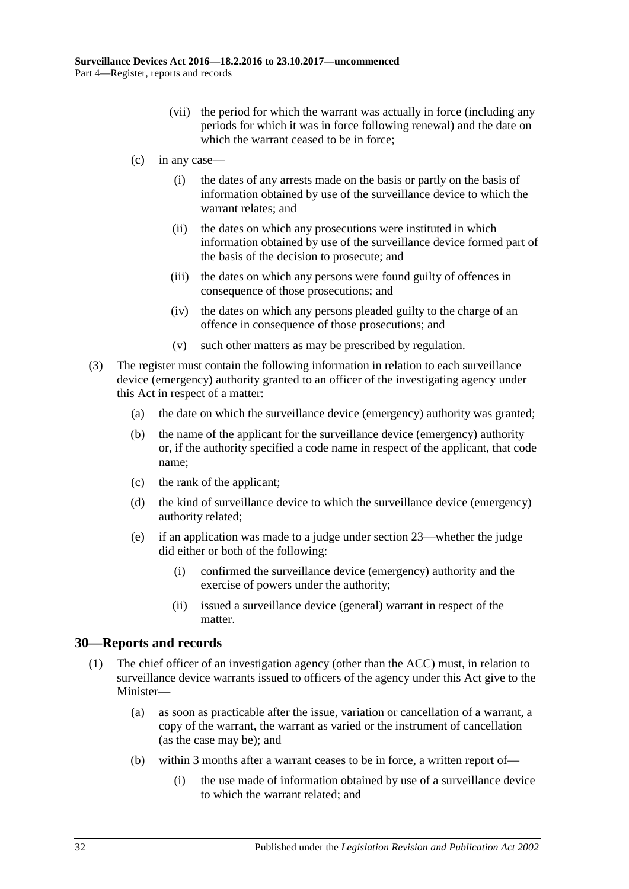(vii) the period for which the warrant was actually in force (including any periods for which it was in force following renewal) and the date on which the warrant ceased to be in force;

(c) in any case—

(i) the dates of any arrests made on the basis or partly on the basis of information obtained by use of the surveillance device to which the warrant relates; and

(ii) the dates on which any prosecutions were instituted in which information obtained by use of the surveillance device formed part of the basis of the decision to prosecute; and

(iii) the dates on which any persons were found guilty of offences in consequence of those prosecutions; and

(iv) the dates on which any persons pleaded guilty to the charge of an offence in consequence of those prosecutions; and

(v) such other matters as may be prescribed by regulation.

(3) The register must contain the following information in relation to each surveillance device (emergency) authority granted to an officer of the investigating agency under this Act in respect of a matter:

(a) the date on which the surveillance device (emergency) authority was granted;

(b) the name of the applicant for the surveillance device (emergency) authority or, if the authority specified a code name in respect of the applicant, that code name;

(c) the rank of the applicant;

(d) the kind of surveillance device to which the surveillance device (emergency) authority related;

(e) if an application was made to a judge under section 23—whether the judge did either or both of the following:

(i) confirmed the surveillance device (emergency) authority and the exercise of powers under the authority;

(ii) issued a surveillance device (general) warrant in respect of the matter.

## 30—Reports and records

(1) The chief officer of an investigation agency (other than the ACC) must, in relation to surveillance device warrants issued to officers of the agency under this Act give to the Minister—

(a) as soon as practicable after the issue, variation or cancellation of a warrant, a copy of the warrant, the warrant as varied or the instrument of cancellation (as the case may be); and

(b) within 3 months after a warrant ceases to be in force, a written report of—

(i) the use made of information obtained by use of a surveillance device to which the warrant related; and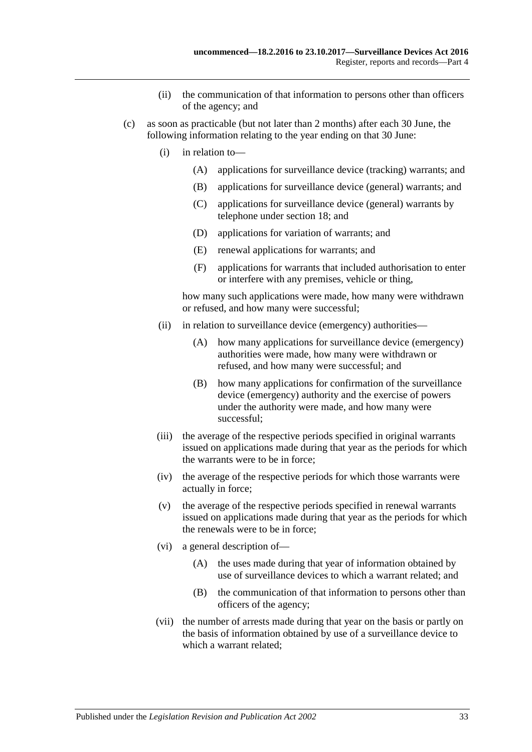(ii) the communication of that information to persons other than officers of the agency; and

(c) as soon as practicable (but not later than 2 months) after each 30 June, the following information relating to the year ending on that 30 June:

  (i) in relation to—

    (A) applications for surveillance device (tracking) warrants; and

    (B) applications for surveillance device (general) warrants; and

    (C) applications for surveillance device (general) warrants by telephone under section 18; and

    (D) applications for variation of warrants; and

    (E) renewal applications for warrants; and

    (F) applications for warrants that included authorisation to enter or interfere with any premises, vehicle or thing,

  how many such applications were made, how many were withdrawn or refused, and how many were successful;

  (ii) in relation to surveillance device (emergency) authorities—

    (A) how many applications for surveillance device (emergency) authorities were made, how many were withdrawn or refused, and how many were successful; and

    (B) how many applications for confirmation of the surveillance device (emergency) authority and the exercise of powers under the authority were made, and how many were successful;

  (iii) the average of the respective periods specified in original warrants issued on applications made during that year as the periods for which the warrants were to be in force;

  (iv) the average of the respective periods for which those warrants were actually in force;

  (v) the average of the respective periods specified in renewal warrants issued on applications made during that year as the periods for which the renewals were to be in force;

  (vi) a general description of—

    (A) the uses made during that year of information obtained by use of surveillance devices to which a warrant related; and

    (B) the communication of that information to persons other than officers of the agency;

  (vii) the number of arrests made during that year on the basis or partly on the basis of information obtained by use of a surveillance device to which a warrant related;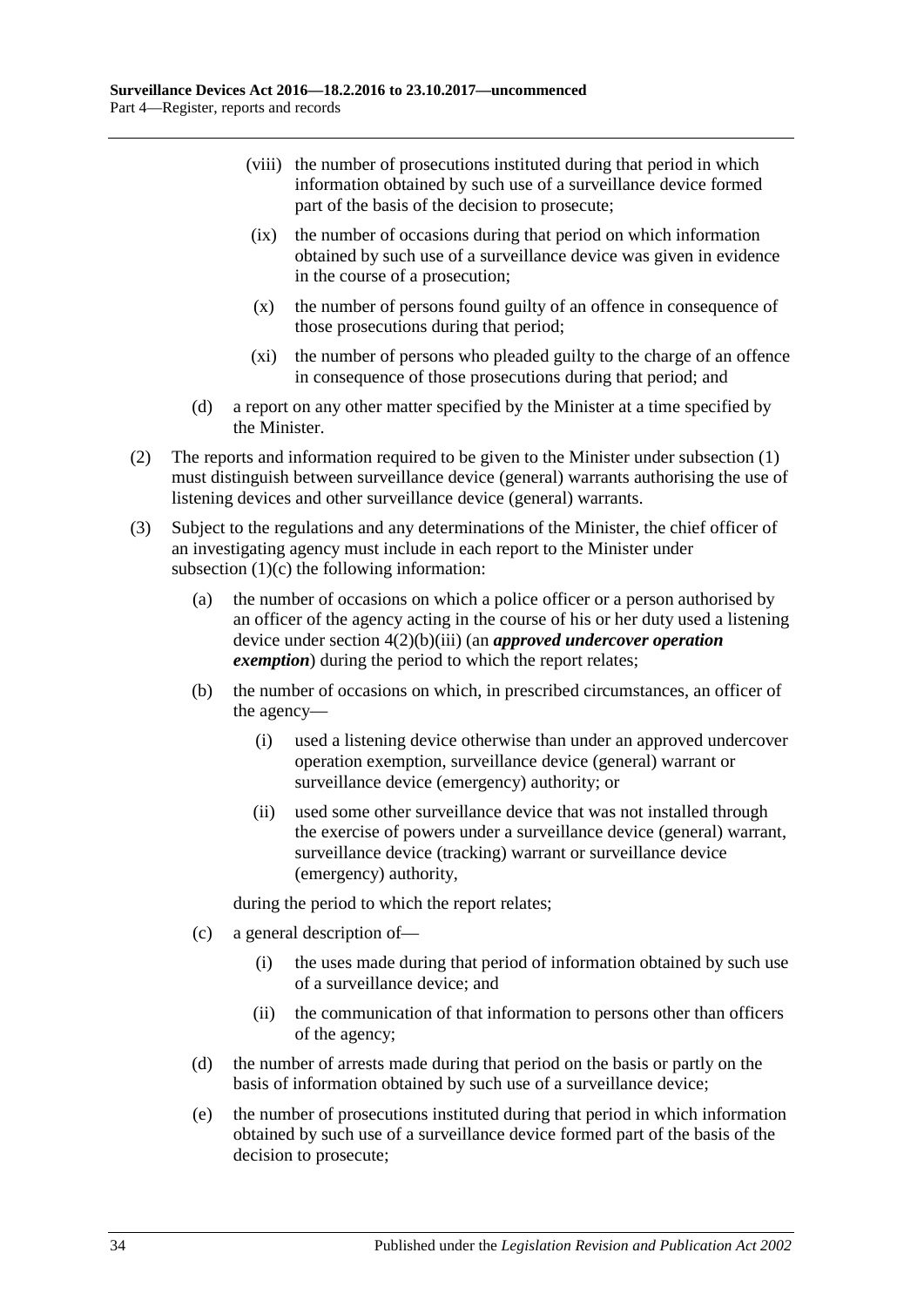(viii) the number of prosecutions instituted during that period in which information obtained by such use of a surveillance device formed part of the basis of the decision to prosecute;

(ix) the number of occasions during that period on which information obtained by such use of a surveillance device was given in evidence in the course of a prosecution;

(x) the number of persons found guilty of an offence in consequence of those prosecutions during that period;

(xi) the number of persons who pleaded guilty to the charge of an offence in consequence of those prosecutions during that period; and

(d) a report on any other matter specified by the Minister at a time specified by the Minister.

(2) The reports and information required to be given to the Minister under subsection (1) must distinguish between surveillance device (general) warrants authorising the use of listening devices and other surveillance device (general) warrants.

(3) Subject to the regulations and any determinations of the Minister, the chief officer of an investigating agency must include in each report to the Minister under subsection (1)(c) the following information:

(a) the number of occasions on which a police officer or a person authorised by an officer of the agency acting in the course of his or her duty used a listening device under section 4(2)(b)(iii) (an ***approved undercover operation exemption***) during the period to which the report relates;

(b) the number of occasions on which, in prescribed circumstances, an officer of the agency—

(i) used a listening device otherwise than under an approved undercover operation exemption, surveillance device (general) warrant or surveillance device (emergency) authority; or

(ii) used some other surveillance device that was not installed through the exercise of powers under a surveillance device (general) warrant, surveillance device (tracking) warrant or surveillance device (emergency) authority,

during the period to which the report relates;

(c) a general description of—

(i) the uses made during that period of information obtained by such use of a surveillance device; and

(ii) the communication of that information to persons other than officers of the agency;

(d) the number of arrests made during that period on the basis or partly on the basis of information obtained by such use of a surveillance device;

(e) the number of prosecutions instituted during that period in which information obtained by such use of a surveillance device formed part of the basis of the decision to prosecute;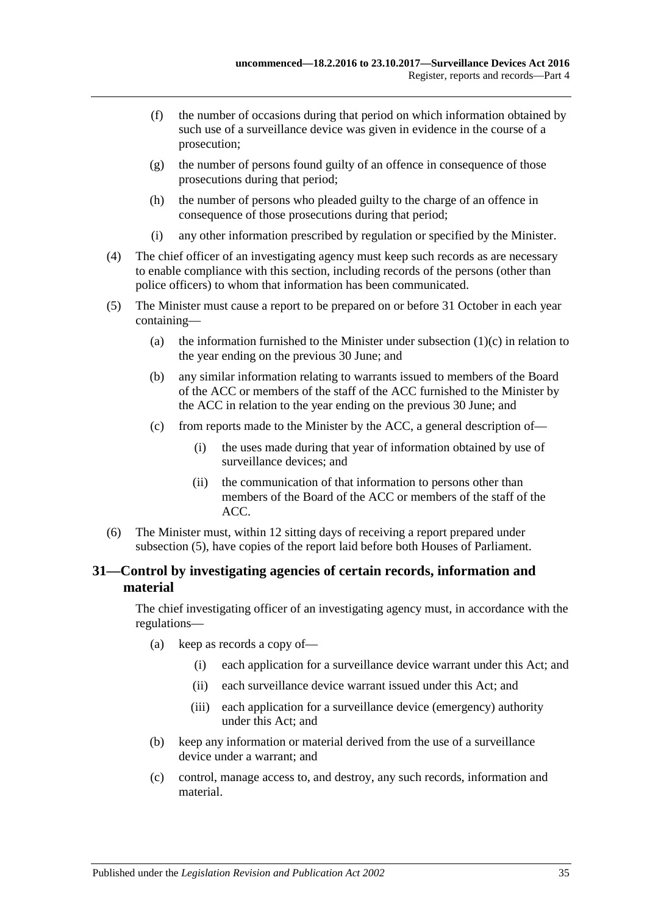(f) the number of occasions during that period on which information obtained by such use of a surveillance device was given in evidence in the course of a prosecution;

(g) the number of persons found guilty of an offence in consequence of those prosecutions during that period;

(h) the number of persons who pleaded guilty to the charge of an offence in consequence of those prosecutions during that period;

(i) any other information prescribed by regulation or specified by the Minister.

(4) The chief officer of an investigating agency must keep such records as are necessary to enable compliance with this section, including records of the persons (other than police officers) to whom that information has been communicated.

(5) The Minister must cause a report to be prepared on or before 31 October in each year containing—

(a) the information furnished to the Minister under subsection (1)(c) in relation to the year ending on the previous 30 June; and

(b) any similar information relating to warrants issued to members of the Board of the ACC or members of the staff of the ACC furnished to the Minister by the ACC in relation to the year ending on the previous 30 June; and

(c) from reports made to the Minister by the ACC, a general description of—

(i) the uses made during that year of information obtained by use of surveillance devices; and

(ii) the communication of that information to persons other than members of the Board of the ACC or members of the staff of the ACC.

(6) The Minister must, within 12 sitting days of receiving a report prepared under subsection (5), have copies of the report laid before both Houses of Parliament.

## 31—Control by investigating agencies of certain records, information and material

The chief investigating officer of an investigating agency must, in accordance with the regulations—

(a) keep as records a copy of—

(i) each application for a surveillance device warrant under this Act; and

(ii) each surveillance device warrant issued under this Act; and

(iii) each application for a surveillance device (emergency) authority under this Act; and

(b) keep any information or material derived from the use of a surveillance device under a warrant; and

(c) control, manage access to, and destroy, any such records, information and material.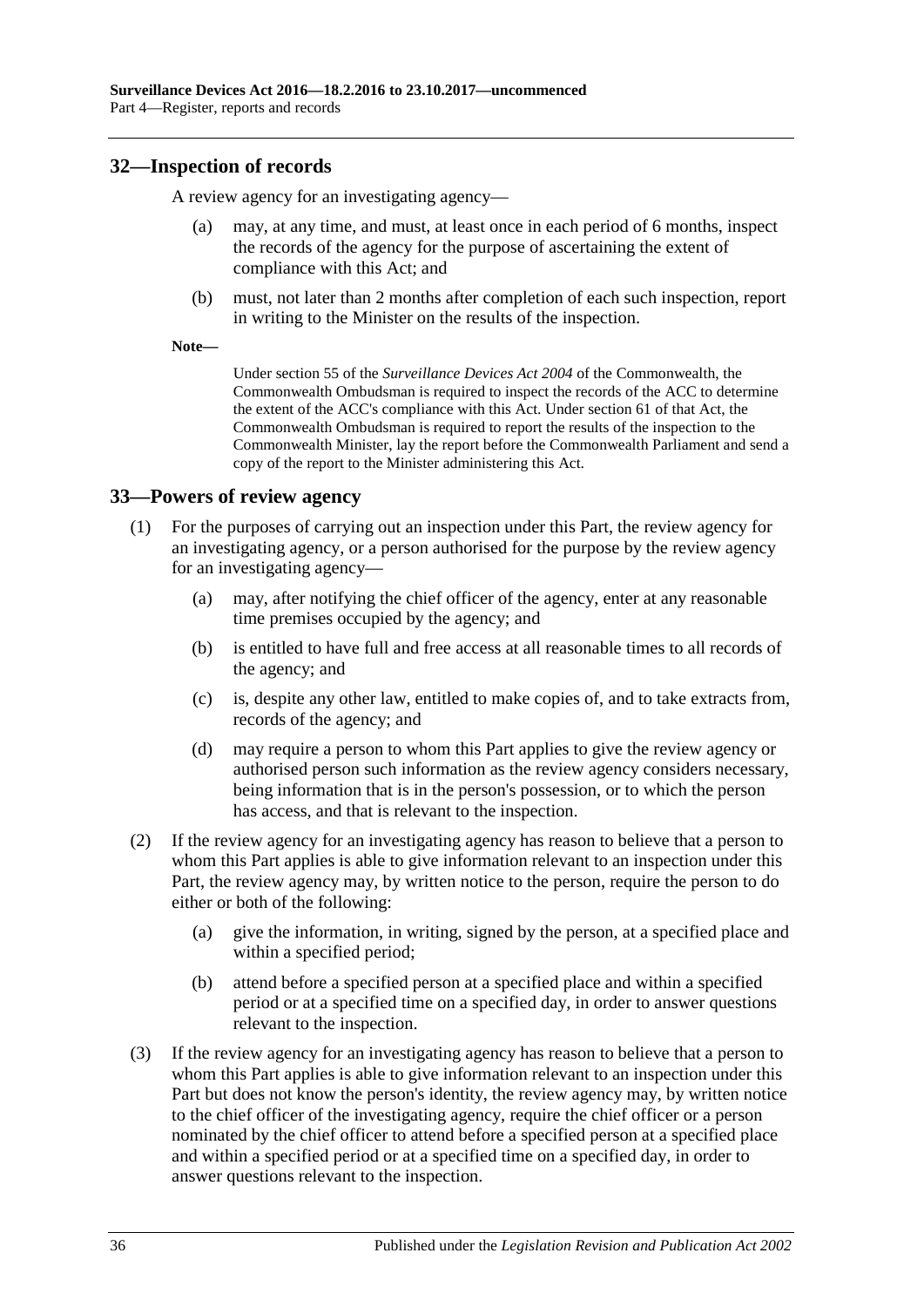## 32—Inspection of records

A review agency for an investigating agency—

(a) may, at any time, and must, at least once in each period of 6 months, inspect the records of the agency for the purpose of ascertaining the extent of compliance with this Act; and

(b) must, not later than 2 months after completion of each such inspection, report in writing to the Minister on the results of the inspection.

**Note—**

Under section 55 of the *Surveillance Devices Act 2004* of the Commonwealth, the Commonwealth Ombudsman is required to inspect the records of the ACC to determine the extent of the ACC's compliance with this Act. Under section 61 of that Act, the Commonwealth Ombudsman is required to report the results of the inspection to the Commonwealth Minister, lay the report before the Commonwealth Parliament and send a copy of the report to the Minister administering this Act.

## 33—Powers of review agency

(1) For the purposes of carrying out an inspection under this Part, the review agency for an investigating agency, or a person authorised for the purpose by the review agency for an investigating agency—

(a) may, after notifying the chief officer of the agency, enter at any reasonable time premises occupied by the agency; and

(b) is entitled to have full and free access at all reasonable times to all records of the agency; and

(c) is, despite any other law, entitled to make copies of, and to take extracts from, records of the agency; and

(d) may require a person to whom this Part applies to give the review agency or authorised person such information as the review agency considers necessary, being information that is in the person's possession, or to which the person has access, and that is relevant to the inspection.

(2) If the review agency for an investigating agency has reason to believe that a person to whom this Part applies is able to give information relevant to an inspection under this Part, the review agency may, by written notice to the person, require the person to do either or both of the following:

(a) give the information, in writing, signed by the person, at a specified place and within a specified period;

(b) attend before a specified person at a specified place and within a specified period or at a specified time on a specified day, in order to answer questions relevant to the inspection.

(3) If the review agency for an investigating agency has reason to believe that a person to whom this Part applies is able to give information relevant to an inspection under this Part but does not know the person's identity, the review agency may, by written notice to the chief officer of the investigating agency, require the chief officer or a person nominated by the chief officer to attend before a specified person at a specified place and within a specified period or at a specified time on a specified day, in order to answer questions relevant to the inspection.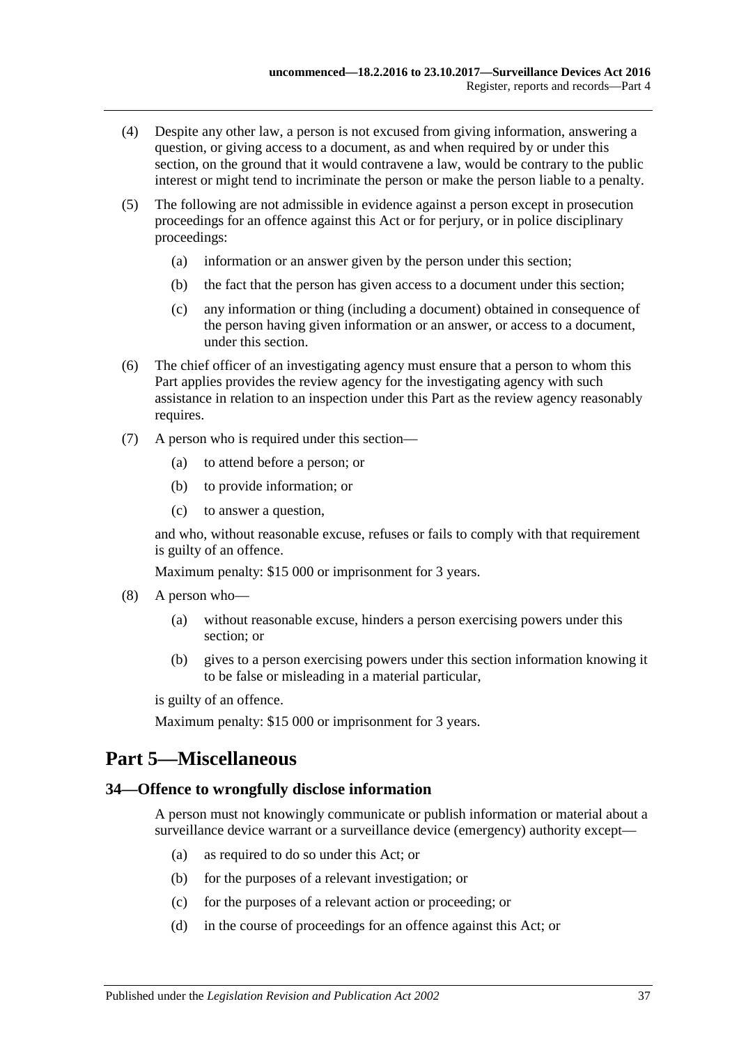(4) Despite any other law, a person is not excused from giving information, answering a question, or giving access to a document, as and when required by or under this section, on the ground that it would contravene a law, would be contrary to the public interest or might tend to incriminate the person or make the person liable to a penalty.

(5) The following are not admissible in evidence against a person except in prosecution proceedings for an offence against this Act or for perjury, or in police disciplinary proceedings:

(a) information or an answer given by the person under this section;

(b) the fact that the person has given access to a document under this section;

(c) any information or thing (including a document) obtained in consequence of the person having given information or an answer, or access to a document, under this section.

(6) The chief officer of an investigating agency must ensure that a person to whom this Part applies provides the review agency for the investigating agency with such assistance in relation to an inspection under this Part as the review agency reasonably requires.

(7) A person who is required under this section—

(a) to attend before a person; or

(b) to provide information; or

(c) to answer a question,

and who, without reasonable excuse, refuses or fails to comply with that requirement is guilty of an offence.

Maximum penalty: $15 000 or imprisonment for 3 years.

(8) A person who—

(a) without reasonable excuse, hinders a person exercising powers under this section; or

(b) gives to a person exercising powers under this section information knowing it to be false or misleading in a material particular,

is guilty of an offence.

Maximum penalty: $15 000 or imprisonment for 3 years.

# Part 5—Miscellaneous

## 34—Offence to wrongfully disclose information

A person must not knowingly communicate or publish information or material about a surveillance device warrant or a surveillance device (emergency) authority except—

(a) as required to do so under this Act; or

(b) for the purposes of a relevant investigation; or

(c) for the purposes of a relevant action or proceeding; or

(d) in the course of proceedings for an offence against this Act; or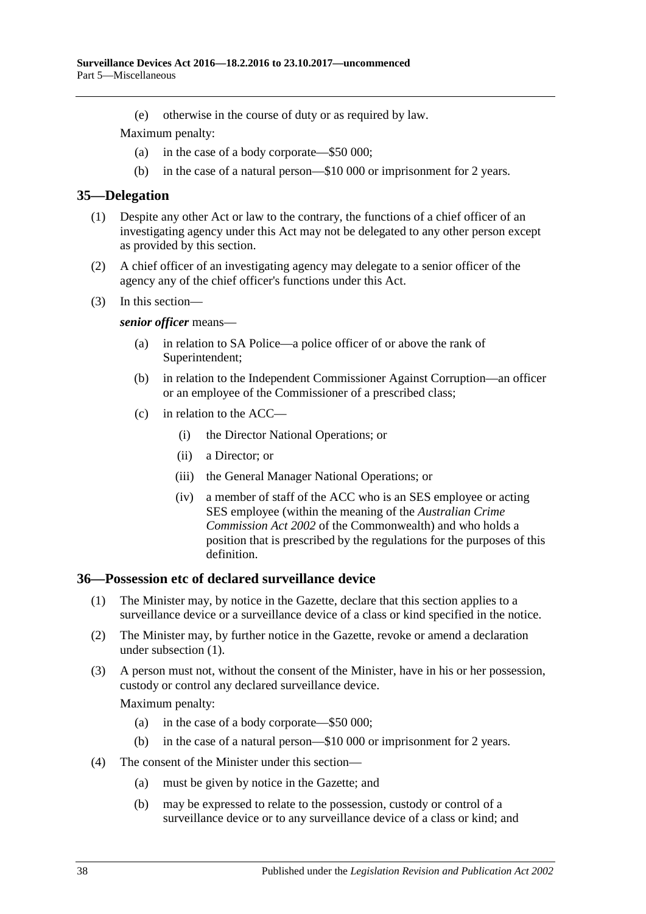(e) otherwise in the course of duty or as required by law.

Maximum penalty:

(a) in the case of a body corporate—$50 000;

(b) in the case of a natural person—$10 000 or imprisonment for 2 years.

## 35—Delegation

(1) Despite any other Act or law to the contrary, the functions of a chief officer of an investigating agency under this Act may not be delegated to any other person except as provided by this section.

(2) A chief officer of an investigating agency may delegate to a senior officer of the agency any of the chief officer's functions under this Act.

(3) In this section—

***senior officer*** means—

(a) in relation to SA Police—a police officer of or above the rank of Superintendent;

(b) in relation to the Independent Commissioner Against Corruption—an officer or an employee of the Commissioner of a prescribed class;

(c) in relation to the ACC—

(i) the Director National Operations; or

(ii) a Director; or

(iii) the General Manager National Operations; or

(iv) a member of staff of the ACC who is an SES employee or acting SES employee (within the meaning of the *Australian Crime Commission Act 2002* of the Commonwealth) and who holds a position that is prescribed by the regulations for the purposes of this definition.

## 36—Possession etc of declared surveillance device

(1) The Minister may, by notice in the Gazette, declare that this section applies to a surveillance device or a surveillance device of a class or kind specified in the notice.

(2) The Minister may, by further notice in the Gazette, revoke or amend a declaration under subsection (1).

(3) A person must not, without the consent of the Minister, have in his or her possession, custody or control any declared surveillance device.

Maximum penalty:

(a) in the case of a body corporate—$50 000;

(b) in the case of a natural person—$10 000 or imprisonment for 2 years.

(4) The consent of the Minister under this section—

(a) must be given by notice in the Gazette; and

(b) may be expressed to relate to the possession, custody or control of a surveillance device or to any surveillance device of a class or kind; and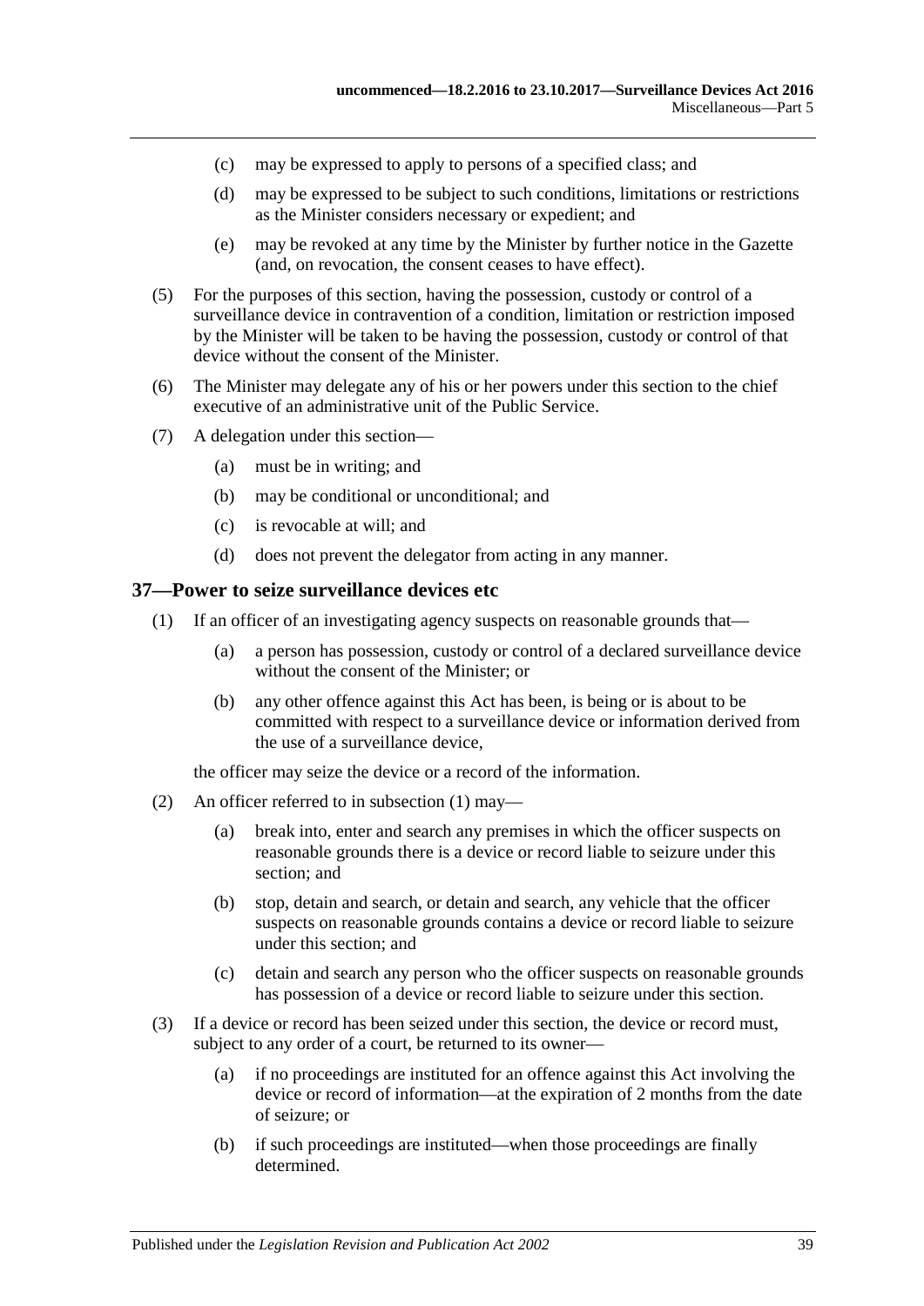- (c) may be expressed to apply to persons of a specified class; and
- (d) may be expressed to be subject to such conditions, limitations or restrictions as the Minister considers necessary or expedient; and
- (e) may be revoked at any time by the Minister by further notice in the Gazette (and, on revocation, the consent ceases to have effect).

(5) For the purposes of this section, having the possession, custody or control of a surveillance device in contravention of a condition, limitation or restriction imposed by the Minister will be taken to be having the possession, custody or control of that device without the consent of the Minister.

(6) The Minister may delegate any of his or her powers under this section to the chief executive of an administrative unit of the Public Service.

(7) A delegation under this section—

- (a) must be in writing; and
- (b) may be conditional or unconditional; and
- (c) is revocable at will; and
- (d) does not prevent the delegator from acting in any manner.

## 37—Power to seize surveillance devices etc

(1) If an officer of an investigating agency suspects on reasonable grounds that—

- (a) a person has possession, custody or control of a declared surveillance device without the consent of the Minister; or
- (b) any other offence against this Act has been, is being or is about to be committed with respect to a surveillance device or information derived from the use of a surveillance device,

the officer may seize the device or a record of the information.

(2) An officer referred to in subsection (1) may—

- (a) break into, enter and search any premises in which the officer suspects on reasonable grounds there is a device or record liable to seizure under this section; and
- (b) stop, detain and search, or detain and search, any vehicle that the officer suspects on reasonable grounds contains a device or record liable to seizure under this section; and
- (c) detain and search any person who the officer suspects on reasonable grounds has possession of a device or record liable to seizure under this section.

(3) If a device or record has been seized under this section, the device or record must, subject to any order of a court, be returned to its owner—

- (a) if no proceedings are instituted for an offence against this Act involving the device or record of information—at the expiration of 2 months from the date of seizure; or
- (b) if such proceedings are instituted—when those proceedings are finally determined.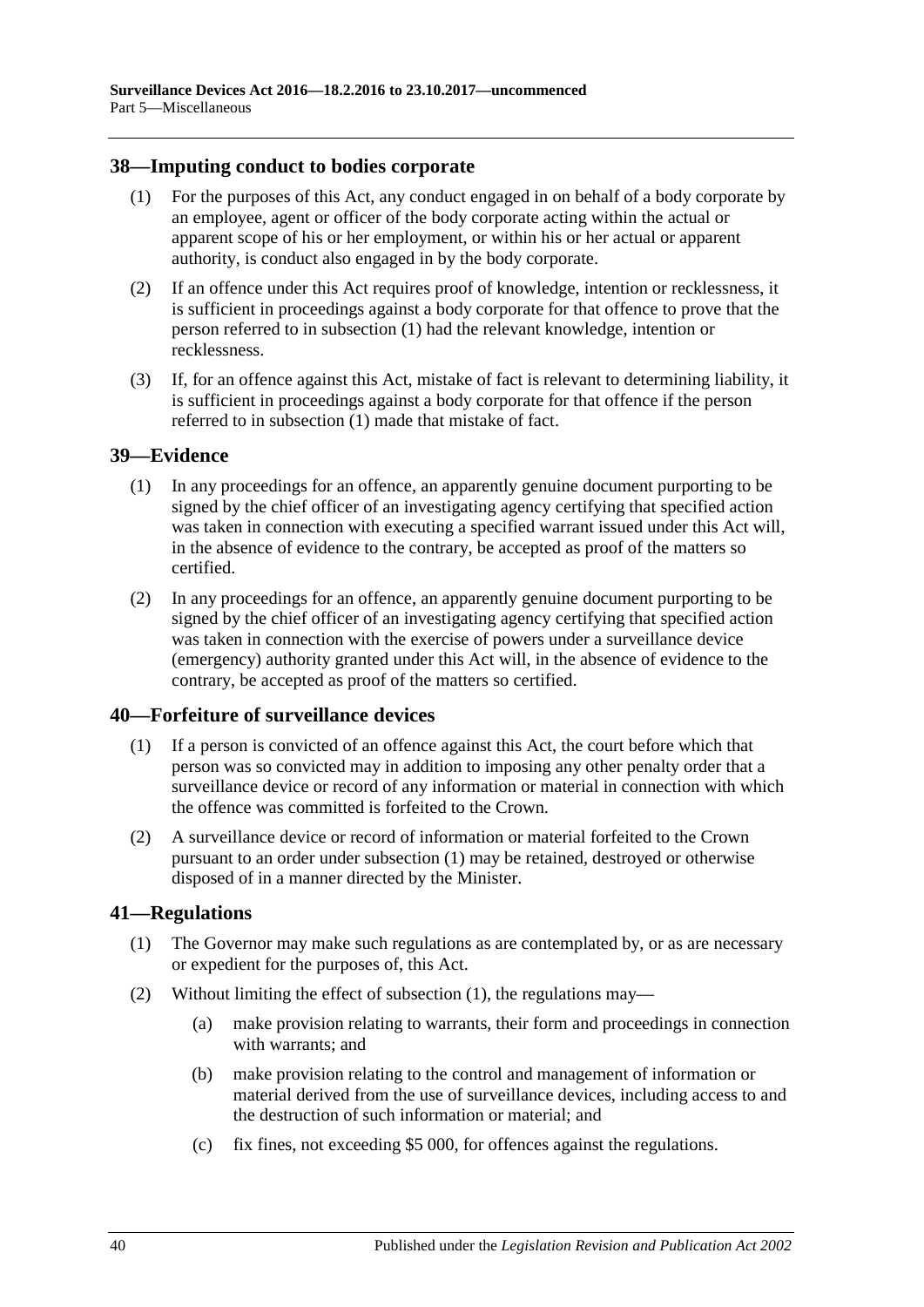## 38—Imputing conduct to bodies corporate

(1) For the purposes of this Act, any conduct engaged in on behalf of a body corporate by an employee, agent or officer of the body corporate acting within the actual or apparent scope of his or her employment, or within his or her actual or apparent authority, is conduct also engaged in by the body corporate.

(2) If an offence under this Act requires proof of knowledge, intention or recklessness, it is sufficient in proceedings against a body corporate for that offence to prove that the person referred to in subsection (1) had the relevant knowledge, intention or recklessness.

(3) If, for an offence against this Act, mistake of fact is relevant to determining liability, it is sufficient in proceedings against a body corporate for that offence if the person referred to in subsection (1) made that mistake of fact.

## 39—Evidence

(1) In any proceedings for an offence, an apparently genuine document purporting to be signed by the chief officer of an investigating agency certifying that specified action was taken in connection with executing a specified warrant issued under this Act will, in the absence of evidence to the contrary, be accepted as proof of the matters so certified.

(2) In any proceedings for an offence, an apparently genuine document purporting to be signed by the chief officer of an investigating agency certifying that specified action was taken in connection with the exercise of powers under a surveillance device (emergency) authority granted under this Act will, in the absence of evidence to the contrary, be accepted as proof of the matters so certified.

## 40—Forfeiture of surveillance devices

(1) If a person is convicted of an offence against this Act, the court before which that person was so convicted may in addition to imposing any other penalty order that a surveillance device or record of any information or material in connection with which the offence was committed is forfeited to the Crown.

(2) A surveillance device or record of information or material forfeited to the Crown pursuant to an order under subsection (1) may be retained, destroyed or otherwise disposed of in a manner directed by the Minister.

## 41—Regulations

(1) The Governor may make such regulations as are contemplated by, or as are necessary or expedient for the purposes of, this Act.

(2) Without limiting the effect of subsection (1), the regulations may—

   (a) make provision relating to warrants, their form and proceedings in connection with warrants; and

   (b) make provision relating to the control and management of information or material derived from the use of surveillance devices, including access to and the destruction of such information or material; and

   (c) fix fines, not exceeding $5 000, for offences against the regulations.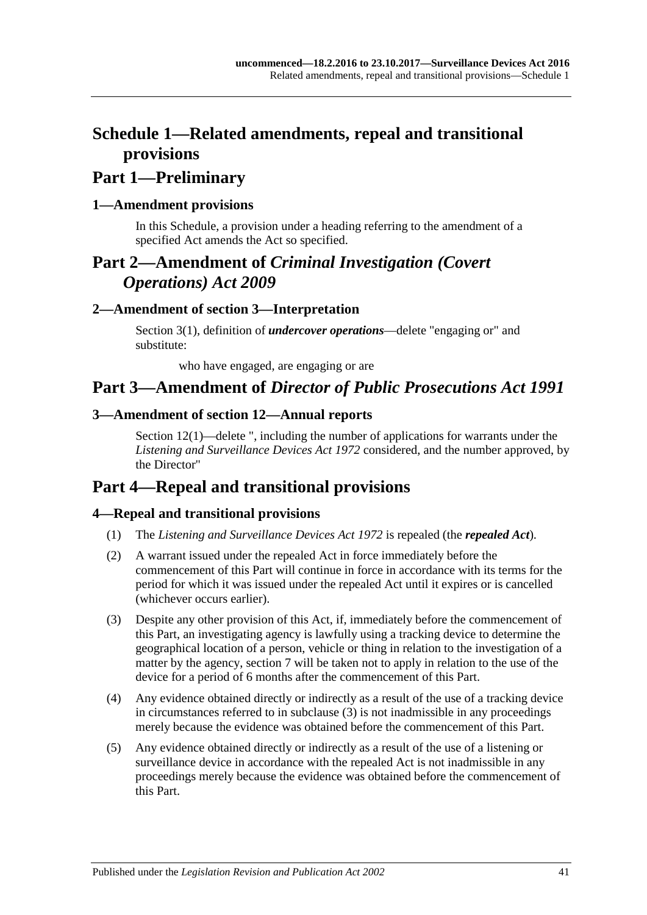# Schedule 1—Related amendments, repeal and transitional provisions

## Part 1—Preliminary

### 1—Amendment provisions

In this Schedule, a provision under a heading referring to the amendment of a specified Act amends the Act so specified.

## Part 2—Amendment of *Criminal Investigation (Covert Operations) Act 2009*

### 2—Amendment of section 3—Interpretation

Section 3(1), definition of ***undercover operations***—delete "engaging or" and substitute:

who have engaged, are engaging or are

## Part 3—Amendment of *Director of Public Prosecutions Act 1991*

### 3—Amendment of section 12—Annual reports

Section 12(1)—delete ", including the number of applications for warrants under the *Listening and Surveillance Devices Act 1972* considered, and the number approved, by the Director"

## Part 4—Repeal and transitional provisions

### 4—Repeal and transitional provisions

(1) The *Listening and Surveillance Devices Act 1972* is repealed (the ***repealed Act***).

(2) A warrant issued under the repealed Act in force immediately before the commencement of this Part will continue in force in accordance with its terms for the period for which it was issued under the repealed Act until it expires or is cancelled (whichever occurs earlier).

(3) Despite any other provision of this Act, if, immediately before the commencement of this Part, an investigating agency is lawfully using a tracking device to determine the geographical location of a person, vehicle or thing in relation to the investigation of a matter by the agency, section 7 will be taken not to apply in relation to the use of the device for a period of 6 months after the commencement of this Part.

(4) Any evidence obtained directly or indirectly as a result of the use of a tracking device in circumstances referred to in subclause (3) is not inadmissible in any proceedings merely because the evidence was obtained before the commencement of this Part.

(5) Any evidence obtained directly or indirectly as a result of the use of a listening or surveillance device in accordance with the repealed Act is not inadmissible in any proceedings merely because the evidence was obtained before the commencement of this Part.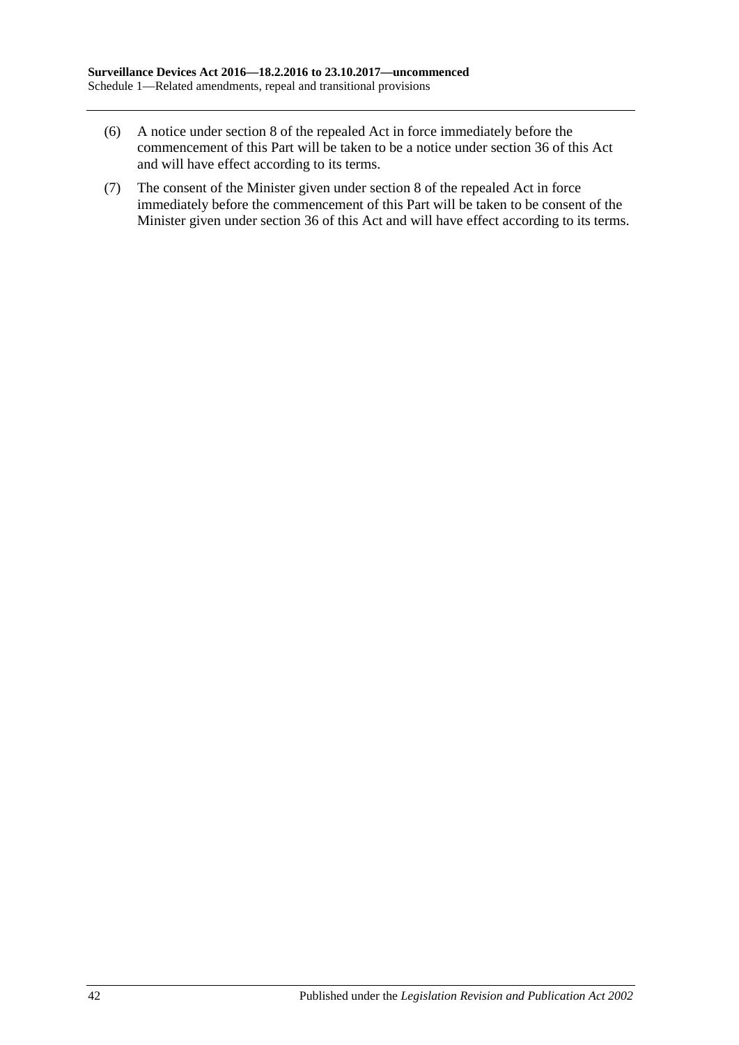(6) A notice under section 8 of the repealed Act in force immediately before the commencement of this Part will be taken to be a notice under section 36 of this Act and will have effect according to its terms.

(7) The consent of the Minister given under section 8 of the repealed Act in force immediately before the commencement of this Part will be taken to be consent of the Minister given under section 36 of this Act and will have effect according to its terms.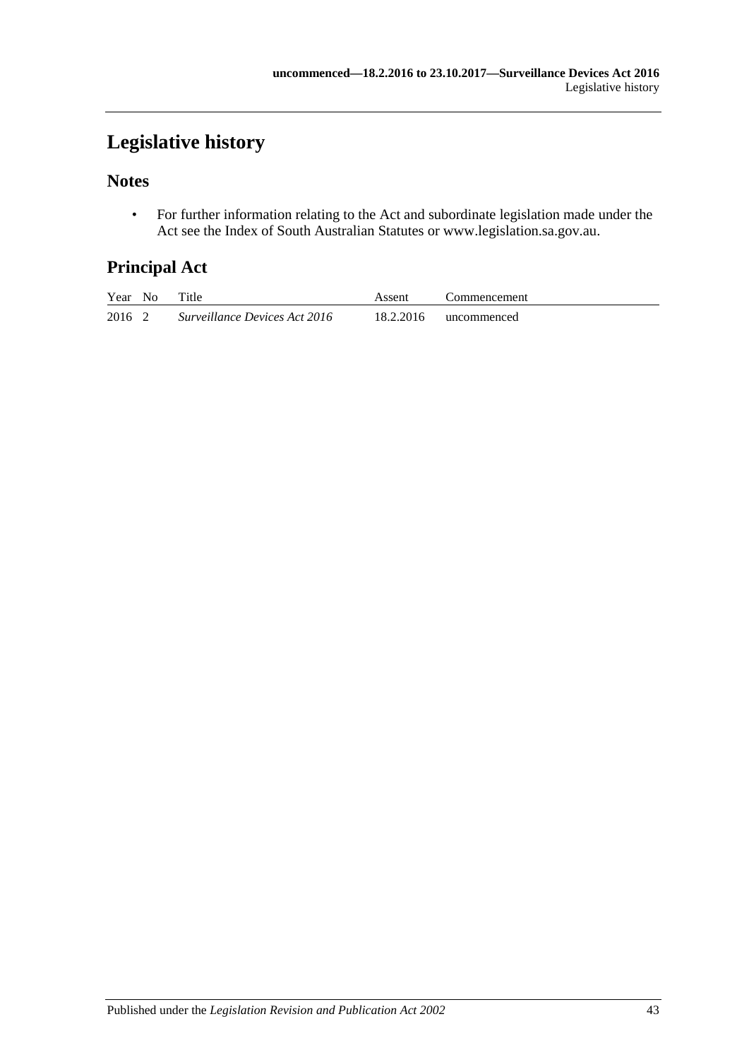# Legislative history

## Notes

- For further information relating to the Act and subordinate legislation made under the Act see the Index of South Australian Statutes or www.legislation.sa.gov.au.

## Principal Act

| Year | No | Title | Assent | Commencement |
|---|---|---|---|---|
| 2016 | 2 | *Surveillance Devices Act 2016* | 18.2.2016 | uncommenced |